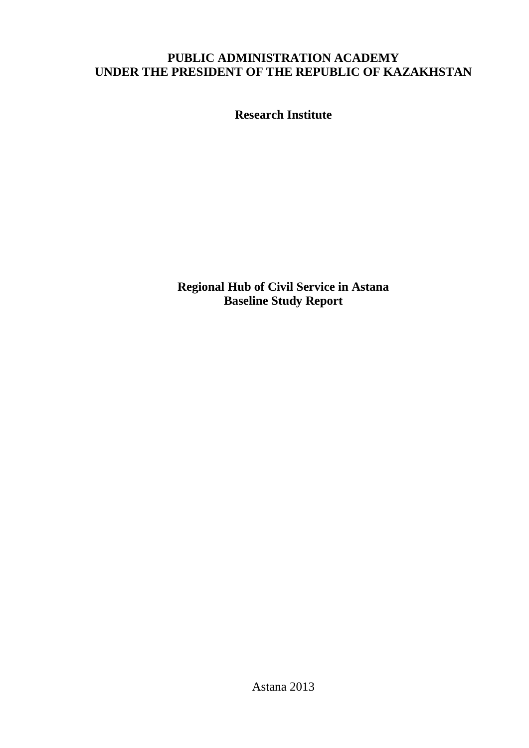**PUBLIC ADMINISTRATION ACADEMY**
**UNDER THE PRESIDENT OF THE REPUBLIC OF KAZAKHSTAN**

**Research Institute**

# Regional Hub of Civil Service in Astana
# Baseline Study Report

Astana 2013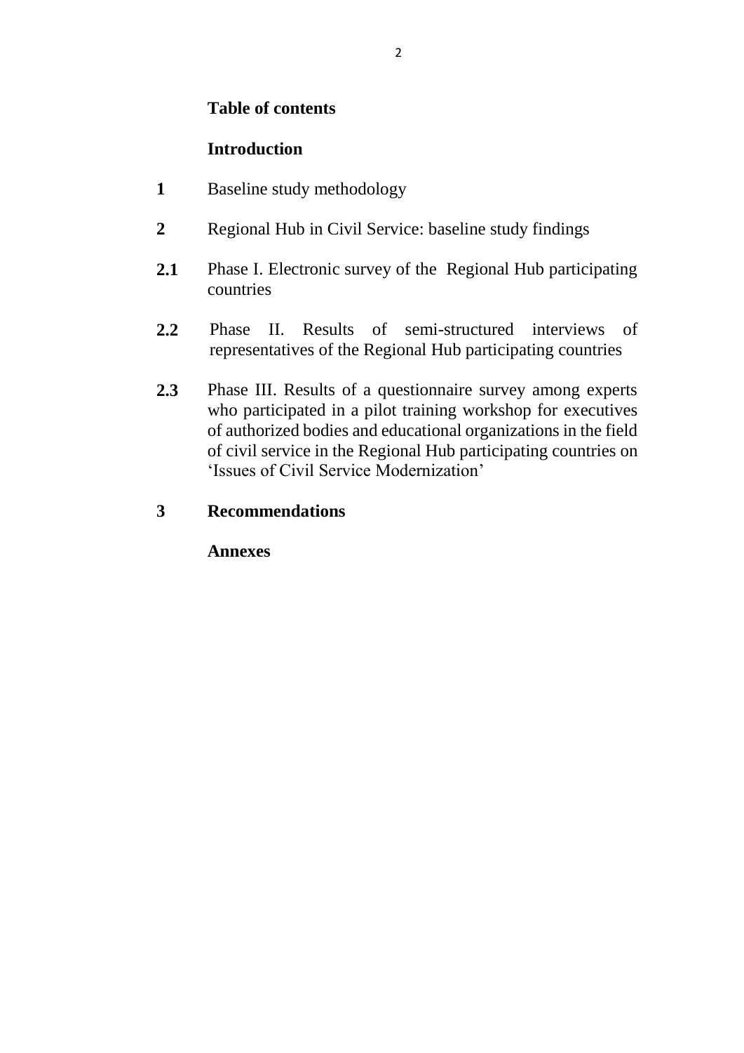## Table of contents

**Introduction**

**1** Baseline study methodology

**2** Regional Hub in Civil Service: baseline study findings

**2.1** Phase I. Electronic survey of the Regional Hub participating countries

**2.2** Phase II. Results of semi-structured interviews of representatives of the Regional Hub participating countries

**2.3** Phase III. Results of a questionnaire survey among experts who participated in a pilot training workshop for executives of authorized bodies and educational organizations in the field of civil service in the Regional Hub participating countries on 'Issues of Civil Service Modernization'

**3** **Recommendations**

**Annexes**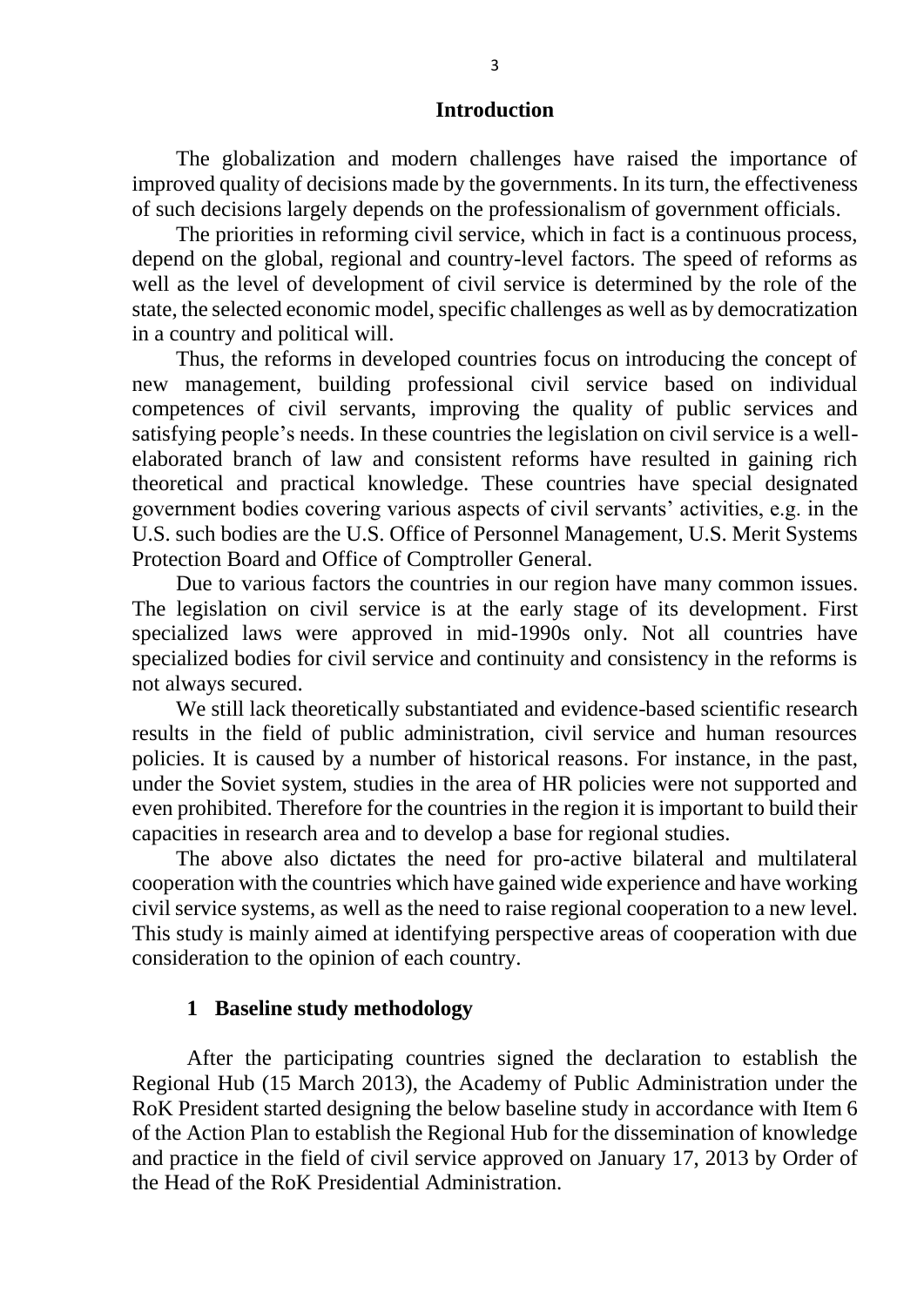# Introduction

The globalization and modern challenges have raised the importance of improved quality of decisions made by the governments. In its turn, the effectiveness of such decisions largely depends on the professionalism of government officials.

The priorities in reforming civil service, which in fact is a continuous process, depend on the global, regional and country-level factors. The speed of reforms as well as the level of development of civil service is determined by the role of the state, the selected economic model, specific challenges as well as by democratization in a country and political will.

Thus, the reforms in developed countries focus on introducing the concept of new management, building professional civil service based on individual competences of civil servants, improving the quality of public services and satisfying people's needs. In these countries the legislation on civil service is a well-elaborated branch of law and consistent reforms have resulted in gaining rich theoretical and practical knowledge. These countries have special designated government bodies covering various aspects of civil servants' activities, e.g. in the U.S. such bodies are the U.S. Office of Personnel Management, U.S. Merit Systems Protection Board and Office of Comptroller General.

Due to various factors the countries in our region have many common issues. The legislation on civil service is at the early stage of its development. First specialized laws were approved in mid-1990s only. Not all countries have specialized bodies for civil service and continuity and consistency in the reforms is not always secured.

We still lack theoretically substantiated and evidence-based scientific research results in the field of public administration, civil service and human resources policies. It is caused by a number of historical reasons. For instance, in the past, under the Soviet system, studies in the area of HR policies were not supported and even prohibited. Therefore for the countries in the region it is important to build their capacities in research area and to develop a base for regional studies.

The above also dictates the need for pro-active bilateral and multilateral cooperation with the countries which have gained wide experience and have working civil service systems, as well as the need to raise regional cooperation to a new level. This study is mainly aimed at identifying perspective areas of cooperation with due consideration to the opinion of each country.

## 1 Baseline study methodology

After the participating countries signed the declaration to establish the Regional Hub (15 March 2013), the Academy of Public Administration under the RoK President started designing the below baseline study in accordance with Item 6 of the Action Plan to establish the Regional Hub for the dissemination of knowledge and practice in the field of civil service approved on January 17, 2013 by Order of the Head of the RoK Presidential Administration.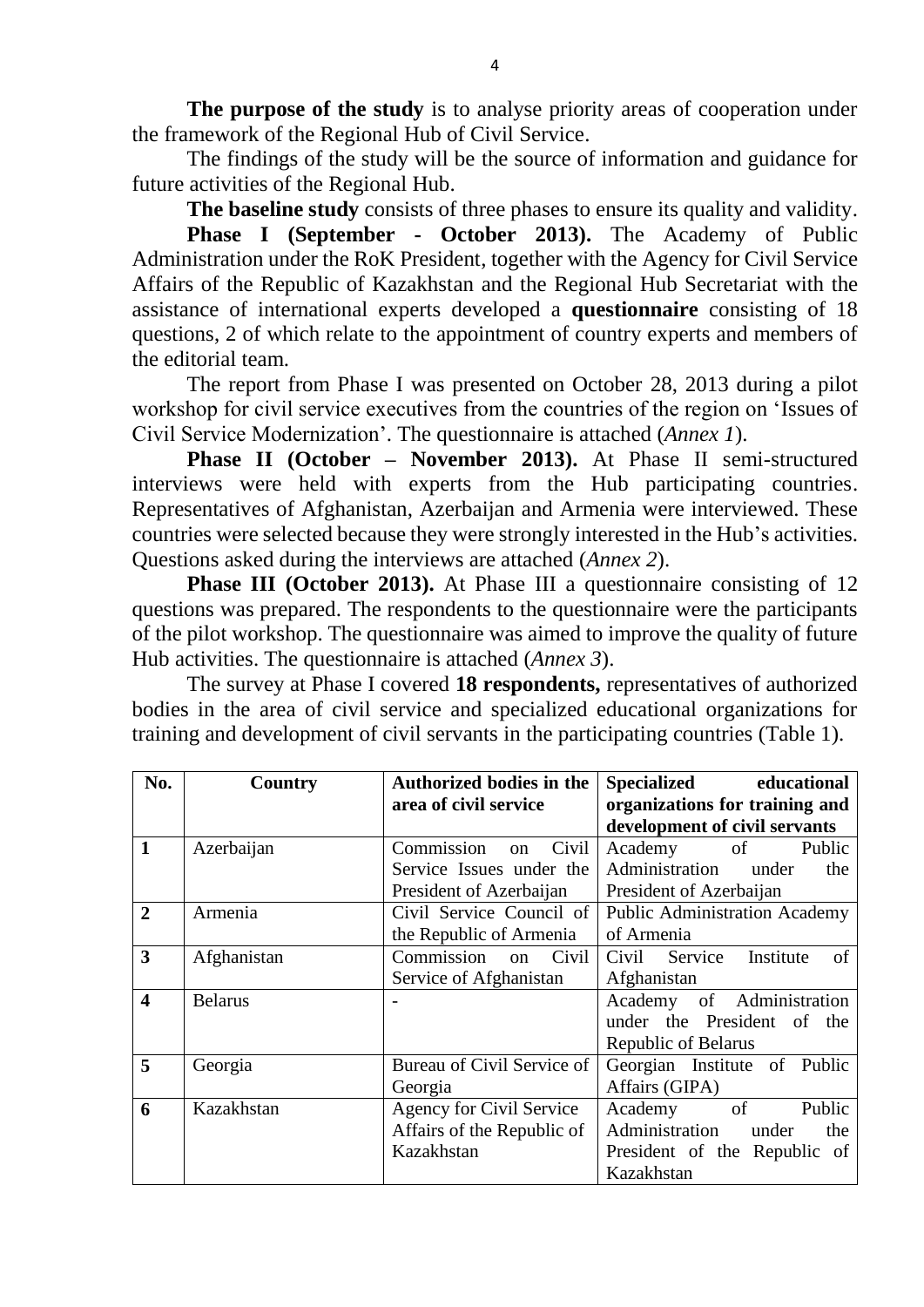**The purpose of the study** is to analyse priority areas of cooperation under the framework of the Regional Hub of Civil Service.

The findings of the study will be the source of information and guidance for future activities of the Regional Hub.

**The baseline study** consists of three phases to ensure its quality and validity.

**Phase I (September - October 2013).** The Academy of Public Administration under the RoK President, together with the Agency for Civil Service Affairs of the Republic of Kazakhstan and the Regional Hub Secretariat with the assistance of international experts developed a **questionnaire** consisting of 18 questions, 2 of which relate to the appointment of country experts and members of the editorial team.

The report from Phase I was presented on October 28, 2013 during a pilot workshop for civil service executives from the countries of the region on 'Issues of Civil Service Modernization'. The questionnaire is attached (*Annex 1*).

**Phase II (October – November 2013).** At Phase II semi-structured interviews were held with experts from the Hub participating countries. Representatives of Afghanistan, Azerbaijan and Armenia were interviewed. These countries were selected because they were strongly interested in the Hub's activities. Questions asked during the interviews are attached (*Annex 2*).

**Phase III (October 2013).** At Phase III a questionnaire consisting of 12 questions was prepared. The respondents to the questionnaire were the participants of the pilot workshop. The questionnaire was aimed to improve the quality of future Hub activities. The questionnaire is attached (*Annex 3*).

The survey at Phase I covered **18 respondents,** representatives of authorized bodies in the area of civil service and specialized educational organizations for training and development of civil servants in the participating countries (Table 1).

| No. | Country | Authorized bodies in the area of civil service | Specialized educational organizations for training and development of civil servants |
|---|---|---|---|
| **1** | Azerbaijan | Commission on Civil Service Issues under the President of Azerbaijan | Academy of Public Administration under the President of Azerbaijan |
| **2** | Armenia | Civil Service Council of the Republic of Armenia | Public Administration Academy of Armenia |
| **3** | Afghanistan | Commission on Civil Service of Afghanistan | Civil Service Institute of Afghanistan |
| **4** | Belarus | - | Academy of Administration under the President of the Republic of Belarus |
| **5** | Georgia | Bureau of Civil Service of Georgia | Georgian Institute of Public Affairs (GIPA) |
| **6** | Kazakhstan | Agency for Civil Service Affairs of the Republic of Kazakhstan | Academy of Public Administration under the President of the Republic of Kazakhstan |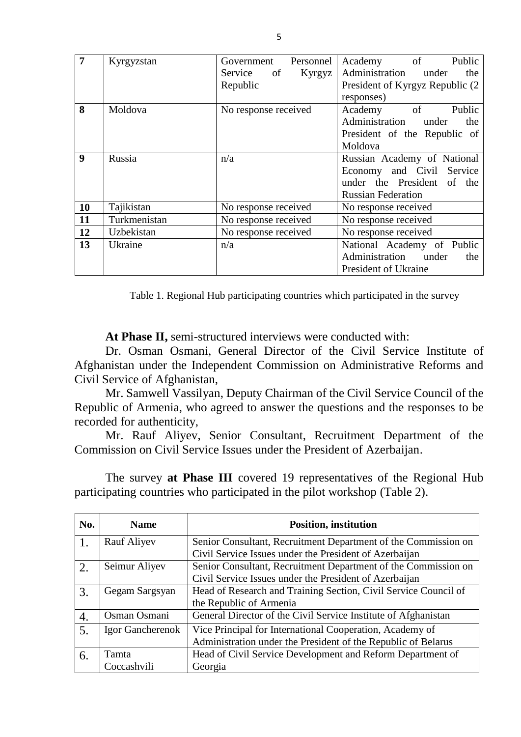| 7 | Kyrgyzstan | Government Personnel Service of Kyrgyz Republic | Academy of Public Administration under the President of Kyrgyz Republic (2 responses) |
|---|---|---|---|
| 8 | Moldova | No response received | Academy of Public Administration under the President of the Republic of Moldova |
| 9 | Russia | n/a | Russian Academy of National Economy and Civil Service under the President of the Russian Federation |
| 10 | Tajikistan | No response received | No response received |
| 11 | Turkmenistan | No response received | No response received |
| 12 | Uzbekistan | No response received | No response received |
| 13 | Ukraine | n/a | National Academy of Public Administration under the President of Ukraine |

Table 1. Regional Hub participating countries which participated in the survey

**At Phase II,** semi-structured interviews were conducted with:

Dr. Osman Osmani, General Director of the Civil Service Institute of Afghanistan under the Independent Commission on Administrative Reforms and Civil Service of Afghanistan,

Mr. Samwell Vassilyan, Deputy Chairman of the Civil Service Council of the Republic of Armenia, who agreed to answer the questions and the responses to be recorded for authenticity,

Mr. Rauf Aliyev, Senior Consultant, Recruitment Department of the Commission on Civil Service Issues under the President of Azerbaijan.

The survey **at Phase III** covered 19 representatives of the Regional Hub participating countries who participated in the pilot workshop (Table 2).

| No. | Name | Position, institution |
|---|---|---|
| 1. | Rauf Aliyev | Senior Consultant, Recruitment Department of the Commission on Civil Service Issues under the President of Azerbaijan |
| 2. | Seimur Aliyev | Senior Consultant, Recruitment Department of the Commission on Civil Service Issues under the President of Azerbaijan |
| 3. | Gegam Sargsyan | Head of Research and Training Section, Civil Service Council of the Republic of Armenia |
| 4. | Osman Osmani | General Director of the Civil Service Institute of Afghanistan |
| 5. | Igor Gancherenok | Vice Principal for International Cooperation, Academy of Administration under the President of the Republic of Belarus |
| 6. | Tamta Coccashvili | Head of Civil Service Development and Reform Department of Georgia |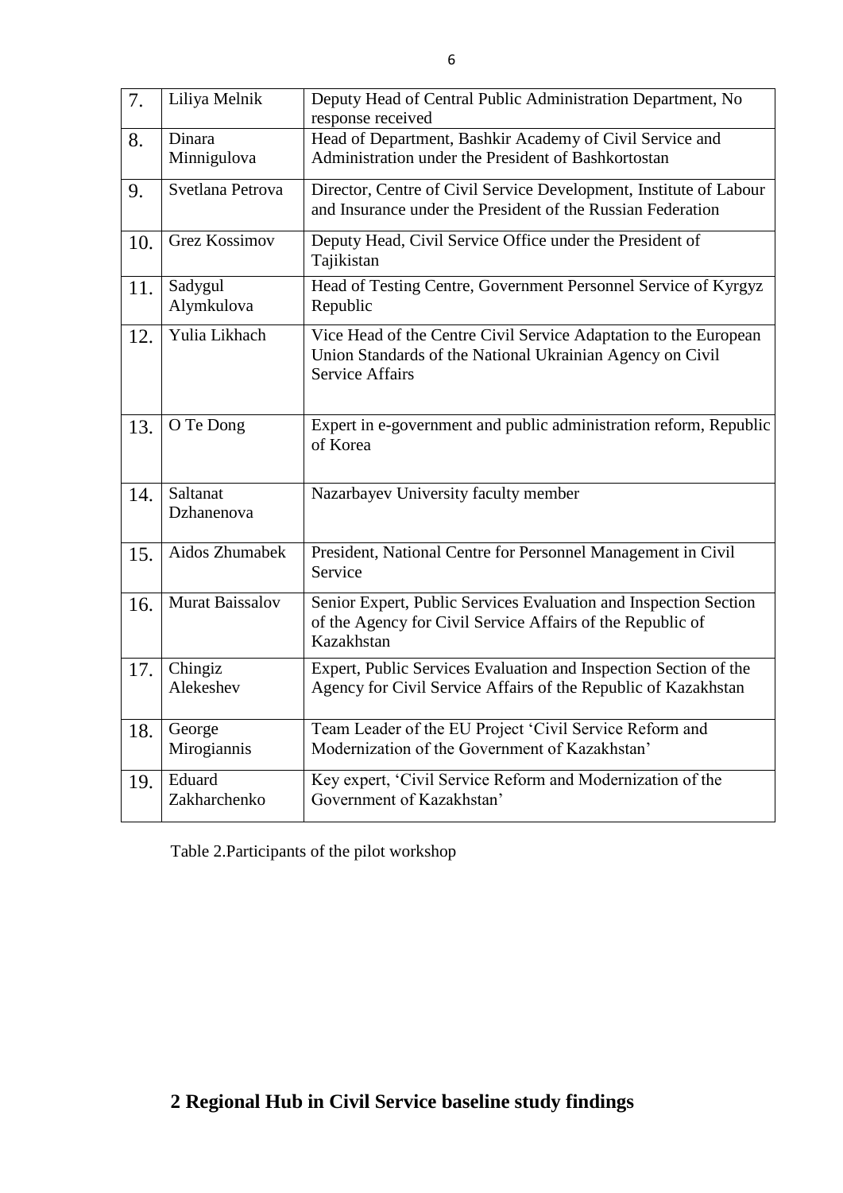| 7. | Liliya Melnik | Deputy Head of Central Public Administration Department, No response received |
|---|---|---|
| 8. | Dinara Minnigulova | Head of Department, Bashkir Academy of Civil Service and Administration under the President of Bashkortostan |
| 9. | Svetlana Petrova | Director, Centre of Civil Service Development, Institute of Labour and Insurance under the President of the Russian Federation |
| 10. | Grez Kossimov | Deputy Head, Civil Service Office under the President of Tajikistan |
| 11. | Sadygul Alymkulova | Head of Testing Centre, Government Personnel Service of Kyrgyz Republic |
| 12. | Yulia Likhach | Vice Head of the Centre Civil Service Adaptation to the European Union Standards of the National Ukrainian Agency on Civil Service Affairs |
| 13. | O Te Dong | Expert in e-government and public administration reform, Republic of Korea |
| 14. | Saltanat Dzhanenova | Nazarbayev University faculty member |
| 15. | Aidos Zhumabek | President, National Centre for Personnel Management in Civil Service |
| 16. | Murat Baissalov | Senior Expert, Public Services Evaluation and Inspection Section of the Agency for Civil Service Affairs of the Republic of Kazakhstan |
| 17. | Chingiz Alekeshev | Expert, Public Services Evaluation and Inspection Section of the Agency for Civil Service Affairs of the Republic of Kazakhstan |
| 18. | George Mirogiannis | Team Leader of the EU Project 'Civil Service Reform and Modernization of the Government of Kazakhstan' |
| 19. | Eduard Zakharchenko | Key expert, 'Civil Service Reform and Modernization of the Government of Kazakhstan' |

Table 2.Participants of the pilot workshop

# 2 Regional Hub in Civil Service baseline study findings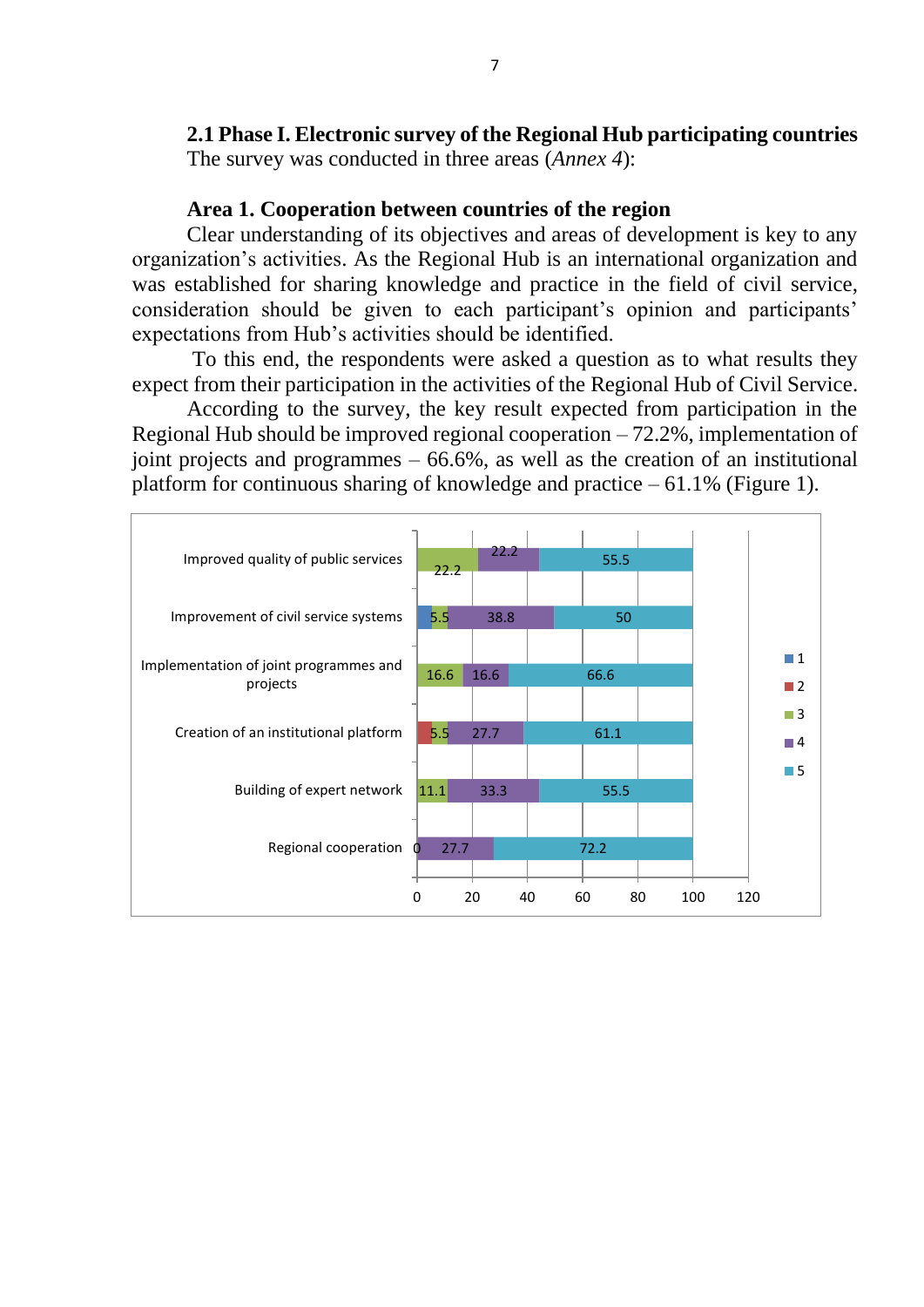## 2.1 Phase I. Electronic survey of the Regional Hub participating countries

The survey was conducted in three areas (*Annex 4*):

### Area 1. Cooperation between countries of the region

Clear understanding of its objectives and areas of development is key to any organization's activities. As the Regional Hub is an international organization and was established for sharing knowledge and practice in the field of civil service, consideration should be given to each participant's opinion and participants' expectations from Hub's activities should be identified.

To this end, the respondents were asked a question as to what results they expect from their participation in the activities of the Regional Hub of Civil Service.

According to the survey, the key result expected from participation in the Regional Hub should be improved regional cooperation – 72.2%, implementation of joint projects and programmes – 66.6%, as well as the creation of an institutional platform for continuous sharing of knowledge and practice – 61.1% (Figure 1).

| | 1 | 2 | 3 | 4 | 5 |
|---|---|---|---|---|---|
| Improved quality of public services | | | 22.2 | 22.2 | 55.5 |
| Improvement of civil service systems | | | 5.5 | 38.8 | 50 |
| Implementation of joint programmes and projects | | | 16.6 | 16.6 | 66.6 |
| Creation of an institutional platform | | | 5.5 | 27.7 | 61.1 |
| Building of expert network | | | 11.1 | 33.3 | 55.5 |
| Regional cooperation | | | 0 | 27.7 | 72.2 |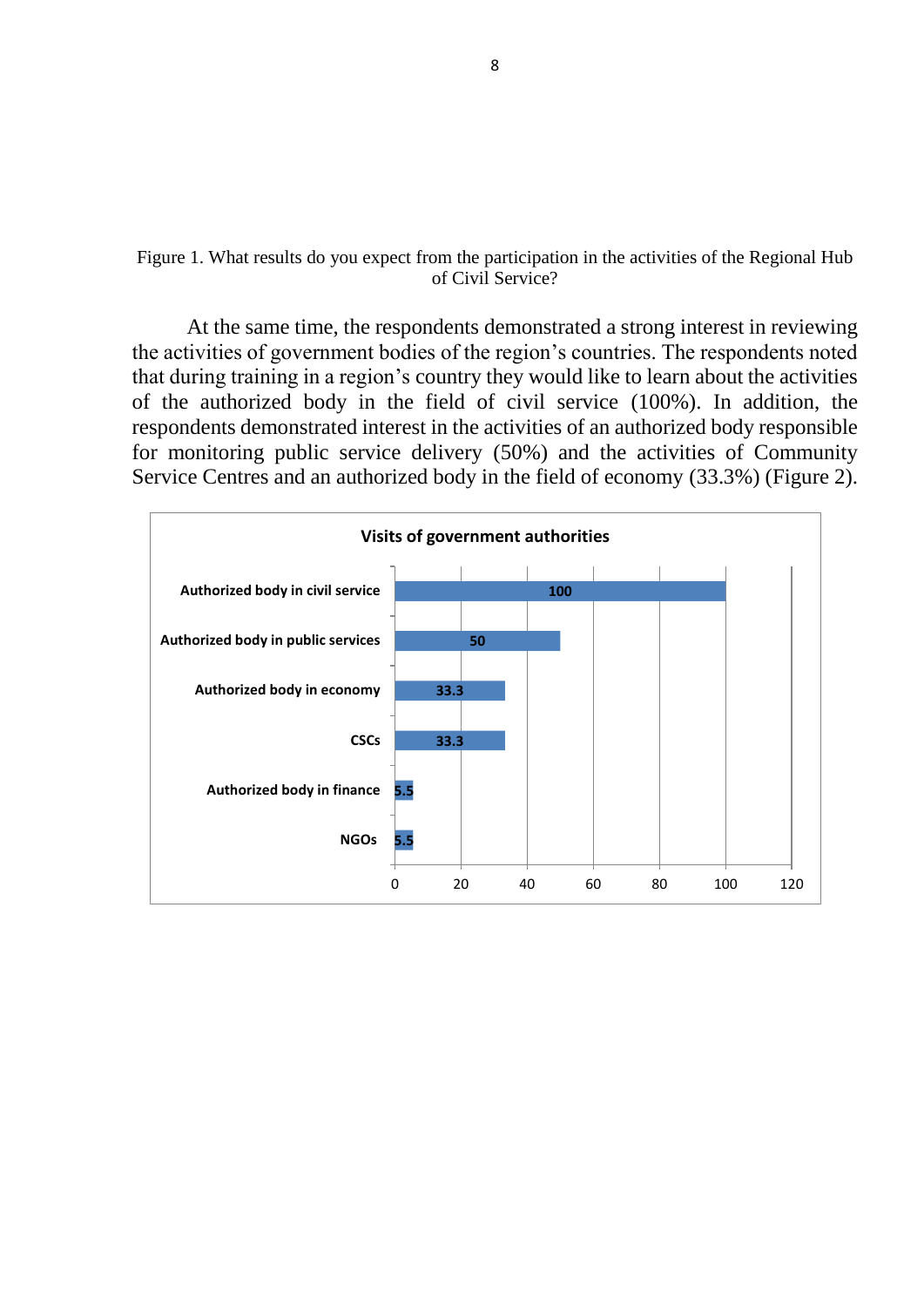Figure 1. What results do you expect from the participation in the activities of the Regional Hub of Civil Service?

At the same time, the respondents demonstrated a strong interest in reviewing the activities of government bodies of the region's countries. The respondents noted that during training in a region's country they would like to learn about the activities of the authorized body in the field of civil service (100%). In addition, the respondents demonstrated interest in the activities of an authorized body responsible for monitoring public service delivery (50%) and the activities of Community Service Centres and an authorized body in the field of economy (33.3%) (Figure 2).

**Visits of government authorities**

| Government authority | Value |
|---|---|
| Authorized body in civil service | 100 |
| Authorized body in public services | 50 |
| Authorized body in economy | 33.3 |
| CSCs | 33.3 |
| Authorized body in finance | 5.5 |
| NGOs | 5.5 |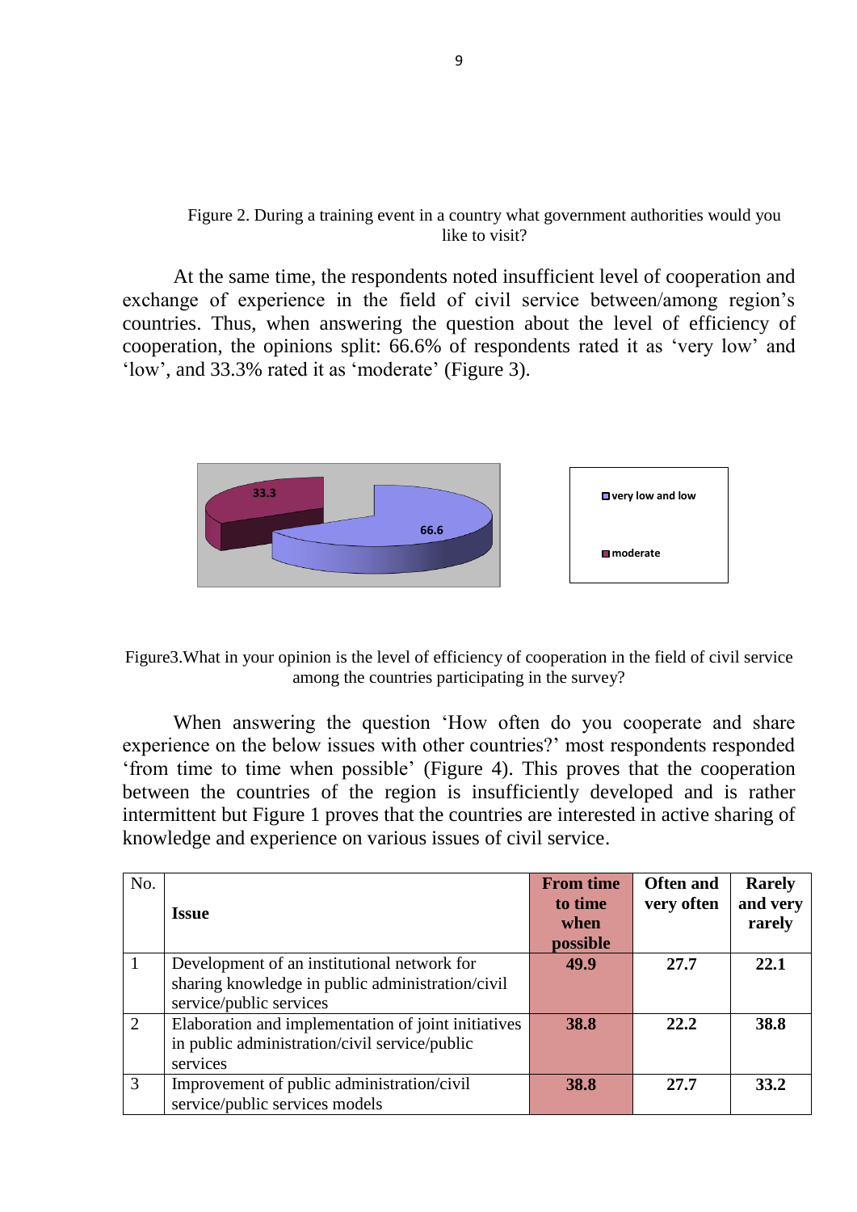Figure 2. During a training event in a country what government authorities would you like to visit?

At the same time, the respondents noted insufficient level of cooperation and exchange of experience in the field of civil service between/among region's countries. Thus, when answering the question about the level of efficiency of cooperation, the opinions split: 66.6% of respondents rated it as 'very low' and 'low', and 33.3% rated it as 'moderate' (Figure 3).

Figure3.What in your opinion is the level of efficiency of cooperation in the field of civil service among the countries participating in the survey?

When answering the question 'How often do you cooperate and share experience on the below issues with other countries?' most respondents responded 'from time to time when possible' (Figure 4). This proves that the cooperation between the countries of the region is insufficiently developed and is rather intermittent but Figure 1 proves that the countries are interested in active sharing of knowledge and experience on various issues of civil service.

| No. | Issue | From time to time when possible | Often and very often | Rarely and very rarely |
|---|---|---|---|---|
| 1 | Development of an institutional network for sharing knowledge in public administration/civil service/public services | **49.9** | **27.7** | **22.1** |
| 2 | Elaboration and implementation of joint initiatives in public administration/civil service/public services | **38.8** | **22.2** | **38.8** |
| 3 | Improvement of public administration/civil service/public services models | **38.8** | **27.7** | **33.2** |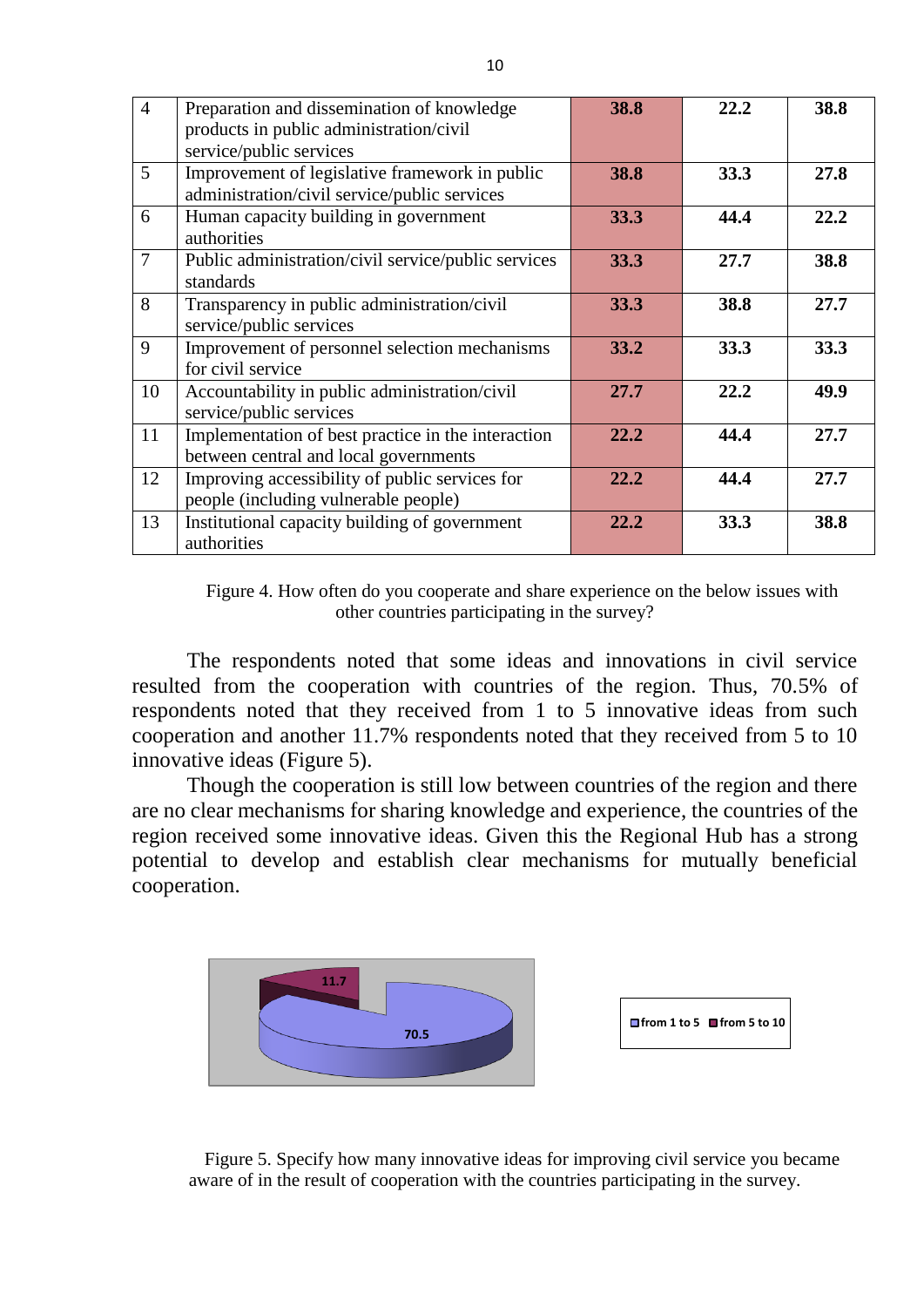| 4 | Preparation and dissemination of knowledge products in public administration/civil service/public services | **38.8** | **22.2** | **38.8** |
|---|---|---|---|---|
| 5 | Improvement of legislative framework in public administration/civil service/public services | **38.8** | **33.3** | **27.8** |
| 6 | Human capacity building in government authorities | **33.3** | **44.4** | **22.2** |
| 7 | Public administration/civil service/public services standards | **33.3** | **27.7** | **38.8** |
| 8 | Transparency in public administration/civil service/public services | **33.3** | **38.8** | **27.7** |
| 9 | Improvement of personnel selection mechanisms for civil service | **33.2** | **33.3** | **33.3** |
| 10 | Accountability in public administration/civil service/public services | **27.7** | **22.2** | **49.9** |
| 11 | Implementation of best practice in the interaction between central and local governments | **22.2** | **44.4** | **27.7** |
| 12 | Improving accessibility of public services for people (including vulnerable people) | **22.2** | **44.4** | **27.7** |
| 13 | Institutional capacity building of government authorities | **22.2** | **33.3** | **38.8** |

Figure 4. How often do you cooperate and share experience on the below issues with other countries participating in the survey?

The respondents noted that some ideas and innovations in civil service resulted from the cooperation with countries of the region. Thus, 70.5% of respondents noted that they received from 1 to 5 innovative ideas from such cooperation and another 11.7% respondents noted that they received from 5 to 10 innovative ideas (Figure 5).

Though the cooperation is still low between countries of the region and there are no clear mechanisms for sharing knowledge and experience, the countries of the region received some innovative ideas. Given this the Regional Hub has a strong potential to develop and establish clear mechanisms for mutually beneficial cooperation.

11.7

70.5

from 1 to 5 | from 5 to 10

Figure 5. Specify how many innovative ideas for improving civil service you became aware of in the result of cooperation with the countries participating in the survey.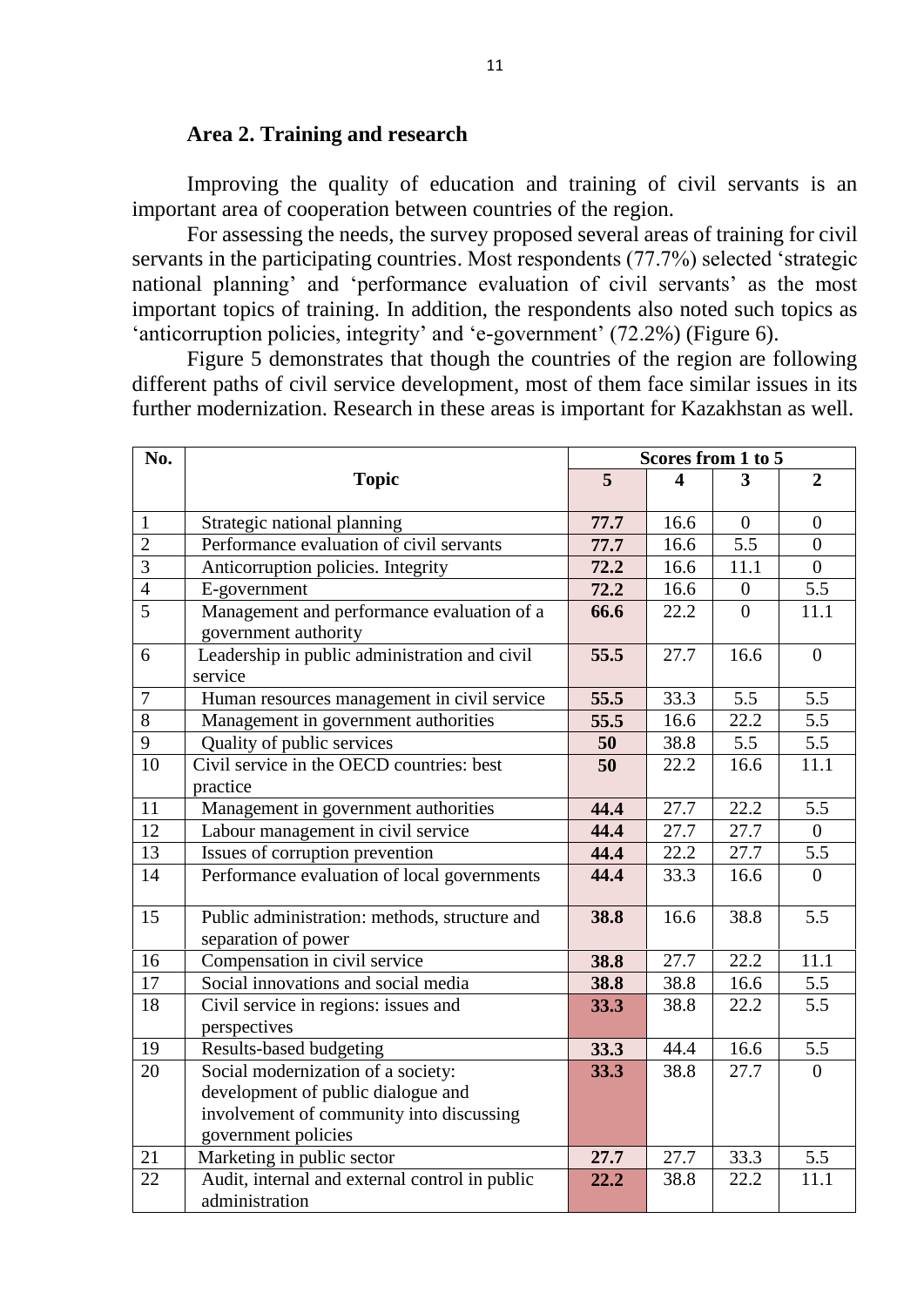**Area 2. Training and research**

Improving the quality of education and training of civil servants is an important area of cooperation between countries of the region.

For assessing the needs, the survey proposed several areas of training for civil servants in the participating countries. Most respondents (77.7%) selected 'strategic national planning' and 'performance evaluation of civil servants' as the most important topics of training. In addition, the respondents also noted such topics as 'anticorruption policies, integrity' and 'e-government' (72.2%) (Figure 6).

Figure 5 demonstrates that though the countries of the region are following different paths of civil service development, most of them face similar issues in its further modernization. Research in these areas is important for Kazakhstan as well.

| No. | Topic | Scores from 1 to 5 | | | |
|---|---|---|---|---|---|
| | | **5** | **4** | **3** | **2** |
| 1 | Strategic national planning | **77.7** | 16.6 | 0 | 0 |
| 2 | Performance evaluation of civil servants | **77.7** | 16.6 | 5.5 | 0 |
| 3 | Anticorruption policies. Integrity | **72.2** | 16.6 | 11.1 | 0 |
| 4 | E-government | **72.2** | 16.6 | 0 | 5.5 |
| 5 | Management and performance evaluation of a government authority | **66.6** | 22.2 | 0 | 11.1 |
| 6 | Leadership in public administration and civil service | **55.5** | 27.7 | 16.6 | 0 |
| 7 | Human resources management in civil service | **55.5** | 33.3 | 5.5 | 5.5 |
| 8 | Management in government authorities | **55.5** | 16.6 | 22.2 | 5.5 |
| 9 | Quality of public services | **50** | 38.8 | 5.5 | 5.5 |
| 10 | Civil service in the OECD countries: best practice | **50** | 22.2 | 16.6 | 11.1 |
| 11 | Management in government authorities | **44.4** | 27.7 | 22.2 | 5.5 |
| 12 | Labour management in civil service | **44.4** | 27.7 | 27.7 | 0 |
| 13 | Issues of corruption prevention | **44.4** | 22.2 | 27.7 | 5.5 |
| 14 | Performance evaluation of local governments | **44.4** | 33.3 | 16.6 | 0 |
| 15 | Public administration: methods, structure and separation of power | **38.8** | 16.6 | 38.8 | 5.5 |
| 16 | Compensation in civil service | **38.8** | 27.7 | 22.2 | 11.1 |
| 17 | Social innovations and social media | **38.8** | 38.8 | 16.6 | 5.5 |
| 18 | Civil service in regions: issues and perspectives | **33.3** | 38.8 | 22.2 | 5.5 |
| 19 | Results-based budgeting | **33.3** | 44.4 | 16.6 | 5.5 |
| 20 | Social modernization of a society: development of public dialogue and involvement of community into discussing government policies | **33.3** | 38.8 | 27.7 | 0 |
| 21 | Marketing in public sector | **27.7** | 27.7 | 33.3 | 5.5 |
| 22 | Audit, internal and external control in public administration | **22.2** | 38.8 | 22.2 | 11.1 |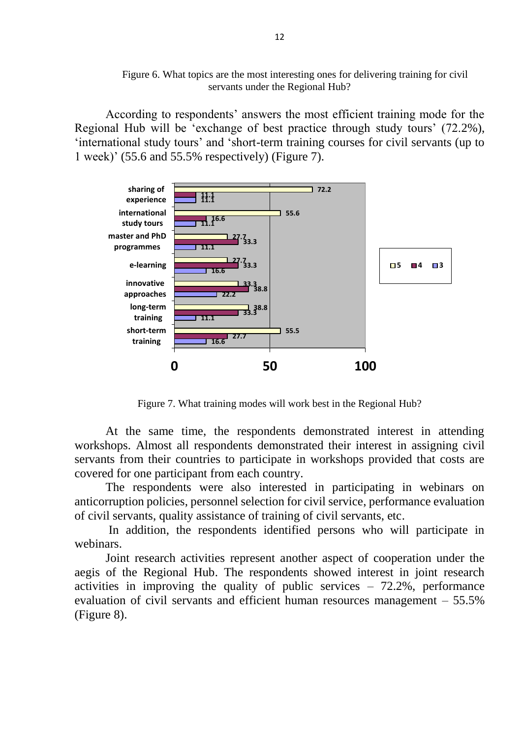Figure 6. What topics are the most interesting ones for delivering training for civil servants under the Regional Hub?

According to respondents' answers the most efficient training mode for the Regional Hub will be 'exchange of best practice through study tours' (72.2%), 'international study tours' and 'short-term training courses for civil servants (up to 1 week)' (55.6 and 55.5% respectively) (Figure 7).

| | 5 | 4 | 3 |
|---|---|---|---|
| sharing of experience | 72.2 | 11.1 | 11.1 |
| international study tours | 55.6 | 16.6 | 11.1 |
| master and PhD programmes | 27.7 | 33.3 | 11.1 |
| e-learning | 27.7 | 33.3 | 16.6 |
| innovative approaches | 33.3 | 38.8 | 22.2 |
| long-term training | 38.8 | 33.3 | 11.1 |
| short-term training | 55.5 | 27.7 | 16.6 |

Figure 7. What training modes will work best in the Regional Hub?

At the same time, the respondents demonstrated interest in attending workshops. Almost all respondents demonstrated their interest in assigning civil servants from their countries to participate in workshops provided that costs are covered for one participant from each country.

The respondents were also interested in participating in webinars on anticorruption policies, personnel selection for civil service, performance evaluation of civil servants, quality assistance of training of civil servants, etc.

In addition, the respondents identified persons who will participate in webinars.

Joint research activities represent another aspect of cooperation under the aegis of the Regional Hub. The respondents showed interest in joint research activities in improving the quality of public services – 72.2%, performance evaluation of civil servants and efficient human resources management – 55.5% (Figure 8).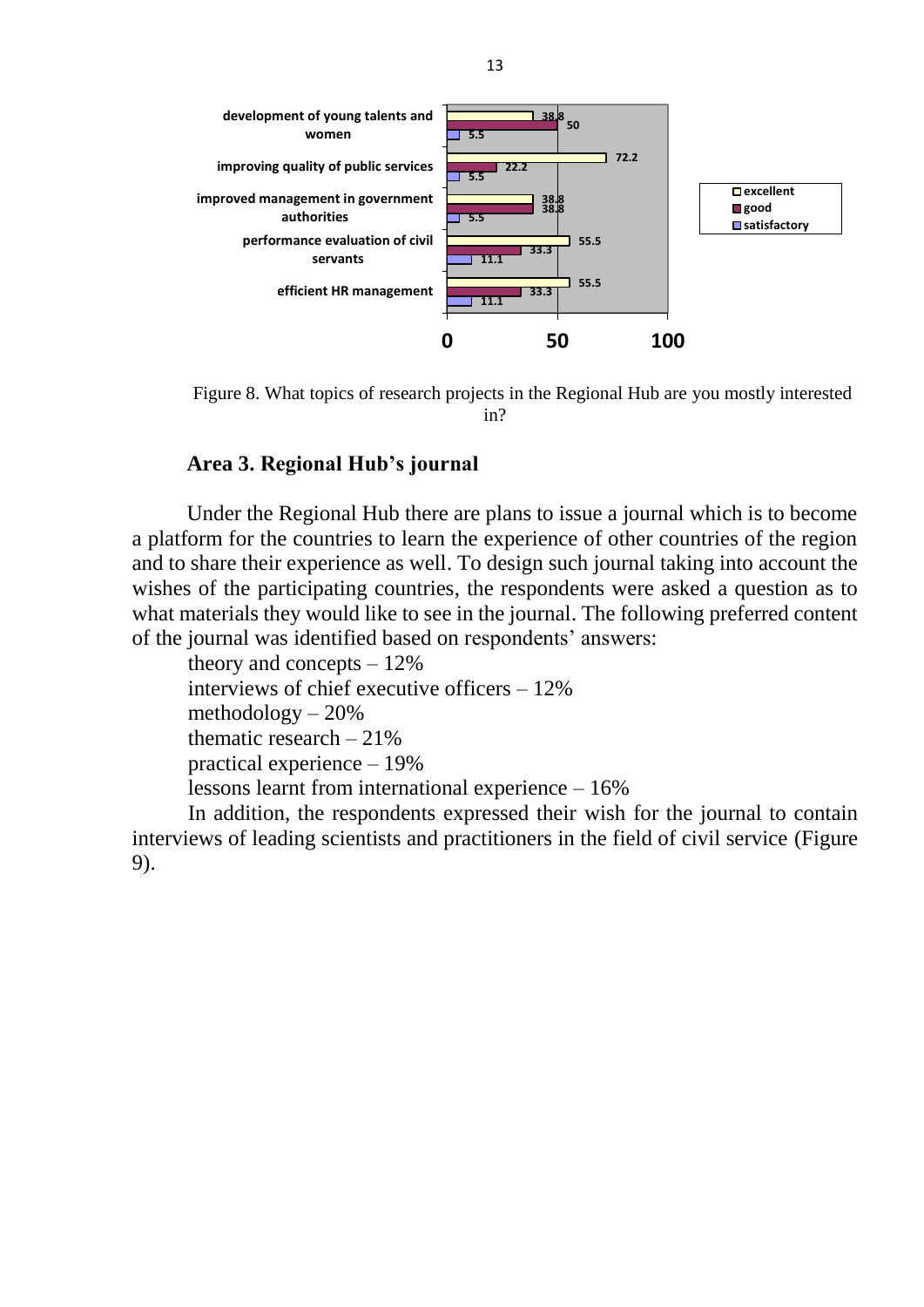| | excellent | good | satisfactory |
|---|---|---|---|
| development of young talents and women | 38.8 | 50 | 5.5 |
| improving quality of public services | 72.2 | 22.2 | 5.5 |
| improved management in government authorities | 38.8 | 38.8 | 5.5 |
| performance evaluation of civil servants | 55.5 | 33.3 | 11.1 |
| efficient HR management | 55.5 | 33.3 | 11.1 |

Figure 8. What topics of research projects in the Regional Hub are you mostly interested in?

## Area 3. Regional Hub's journal

Under the Regional Hub there are plans to issue a journal which is to become a platform for the countries to learn the experience of other countries of the region and to share their experience as well. To design such journal taking into account the wishes of the participating countries, the respondents were asked a question as to what materials they would like to see in the journal. The following preferred content of the journal was identified based on respondents' answers:

theory and concepts – 12%

interviews of chief executive officers – 12%

methodology – 20%

thematic research – 21%

practical experience – 19%

lessons learnt from international experience – 16%

In addition, the respondents expressed their wish for the journal to contain interviews of leading scientists and practitioners in the field of civil service (Figure 9).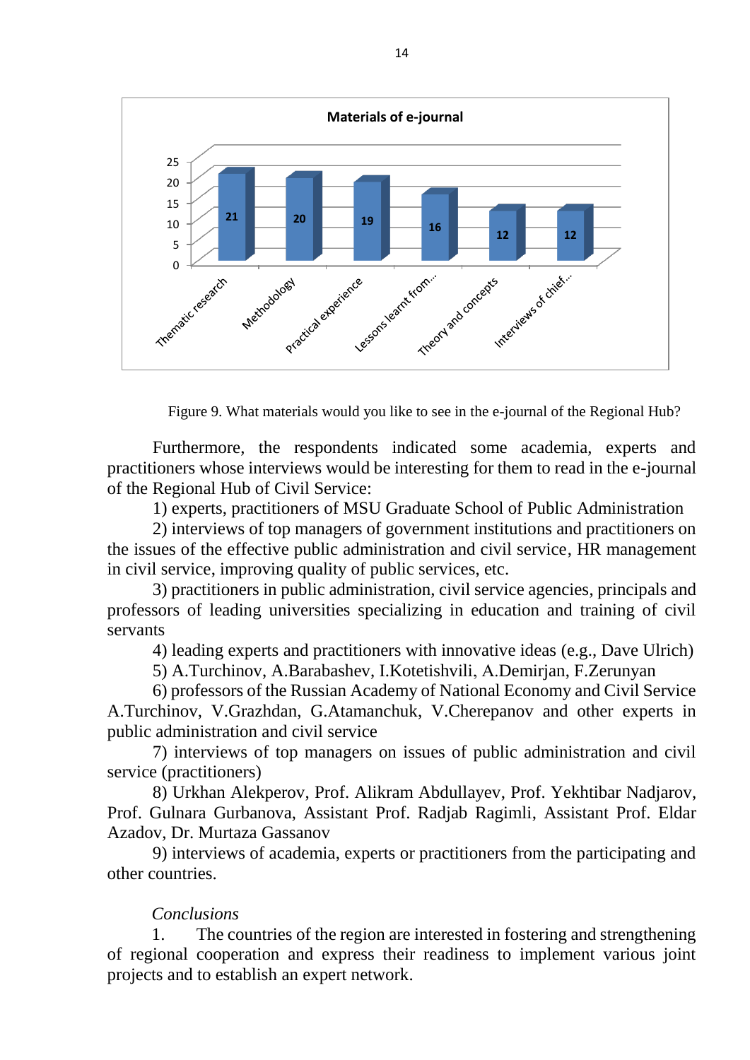**Materials of e-journal**

| Material | Value |
|---|---|
| Thematic research | 21 |
| Methodology | 20 |
| Practical experience | 19 |
| Lessons learnt from... | 16 |
| Theory and concepts | 12 |
| Interviews of chief... | 12 |

Figure 9. What materials would you like to see in the e-journal of the Regional Hub?

Furthermore, the respondents indicated some academia, experts and practitioners whose interviews would be interesting for them to read in the e-journal of the Regional Hub of Civil Service:

1) experts, practitioners of MSU Graduate School of Public Administration

2) interviews of top managers of government institutions and practitioners on the issues of the effective public administration and civil service, HR management in civil service, improving quality of public services, etc.

3) practitioners in public administration, civil service agencies, principals and professors of leading universities specializing in education and training of civil servants

4) leading experts and practitioners with innovative ideas (e.g., Dave Ulrich)

5) A.Turchinov, A.Barabashev, I.Kotetishvili, A.Demirjan, F.Zerunyan

6) professors of the Russian Academy of National Economy and Civil Service A.Turchinov, V.Grazhdan, G.Atamanchuk, V.Cherepanov and other experts in public administration and civil service

7) interviews of top managers on issues of public administration and civil service (practitioners)

8) Urkhan Alekperov, Prof. Alikram Abdullayev, Prof. Yekhtibar Nadjarov, Prof. Gulnara Gurbanova, Assistant Prof. Radjab Ragimli, Assistant Prof. Eldar Azadov, Dr. Murtaza Gassanov

9) interviews of academia, experts or practitioners from the participating and other countries.

*Conclusions*

1. The countries of the region are interested in fostering and strengthening of regional cooperation and express their readiness to implement various joint projects and to establish an expert network.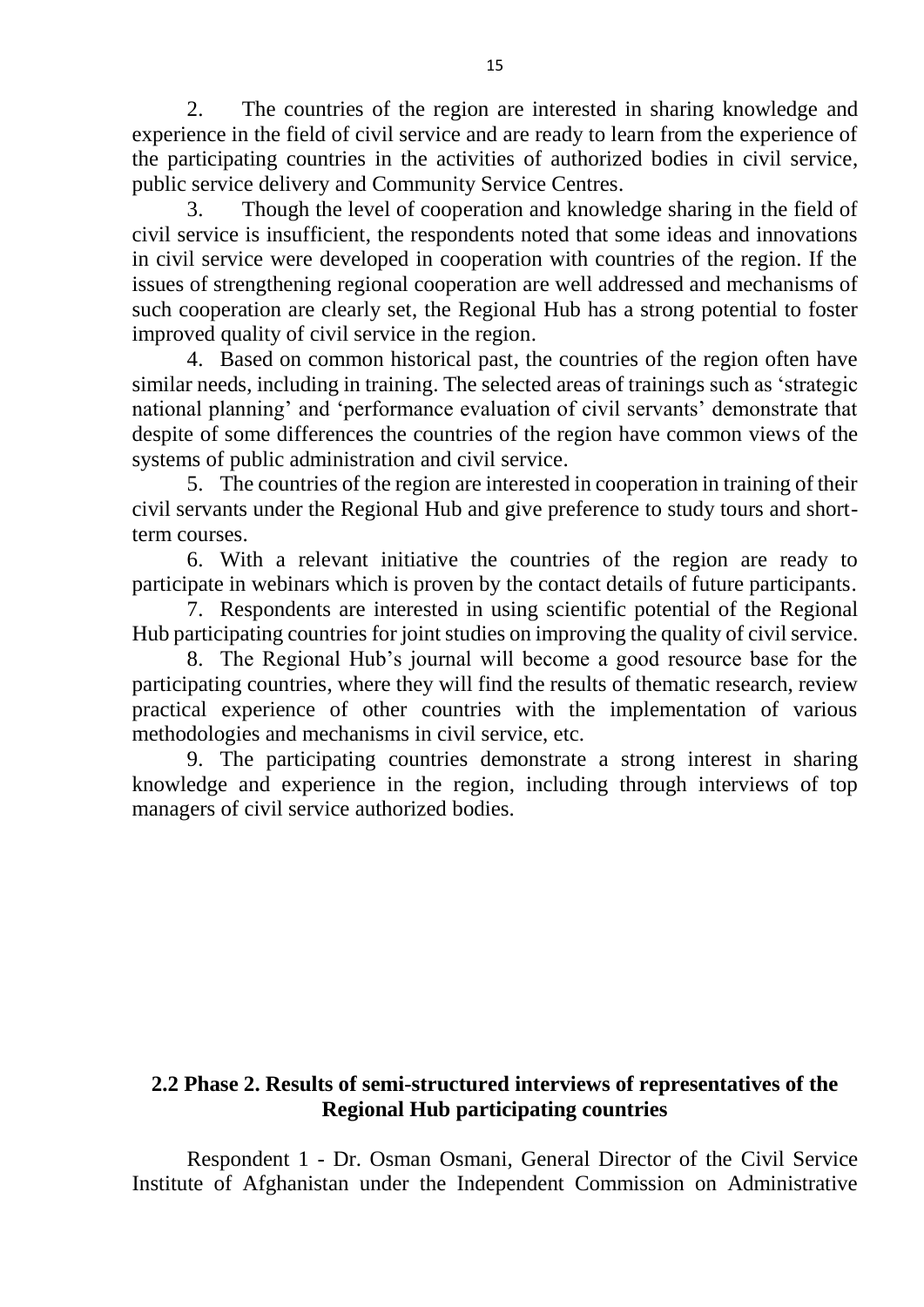2. The countries of the region are interested in sharing knowledge and experience in the field of civil service and are ready to learn from the experience of the participating countries in the activities of authorized bodies in civil service, public service delivery and Community Service Centres.

3. Though the level of cooperation and knowledge sharing in the field of civil service is insufficient, the respondents noted that some ideas and innovations in civil service were developed in cooperation with countries of the region. If the issues of strengthening regional cooperation are well addressed and mechanisms of such cooperation are clearly set, the Regional Hub has a strong potential to foster improved quality of civil service in the region.

4. Based on common historical past, the countries of the region often have similar needs, including in training. The selected areas of trainings such as 'strategic national planning' and 'performance evaluation of civil servants' demonstrate that despite of some differences the countries of the region have common views of the systems of public administration and civil service.

5. The countries of the region are interested in cooperation in training of their civil servants under the Regional Hub and give preference to study tours and short-term courses.

6. With a relevant initiative the countries of the region are ready to participate in webinars which is proven by the contact details of future participants.

7. Respondents are interested in using scientific potential of the Regional Hub participating countries for joint studies on improving the quality of civil service.

8. The Regional Hub's journal will become a good resource base for the participating countries, where they will find the results of thematic research, review practical experience of other countries with the implementation of various methodologies and mechanisms in civil service, etc.

9. The participating countries demonstrate a strong interest in sharing knowledge and experience in the region, including through interviews of top managers of civil service authorized bodies.

## 2.2 Phase 2. Results of semi-structured interviews of representatives of the Regional Hub participating countries

Respondent 1 - Dr. Osman Osmani, General Director of the Civil Service Institute of Afghanistan under the Independent Commission on Administrative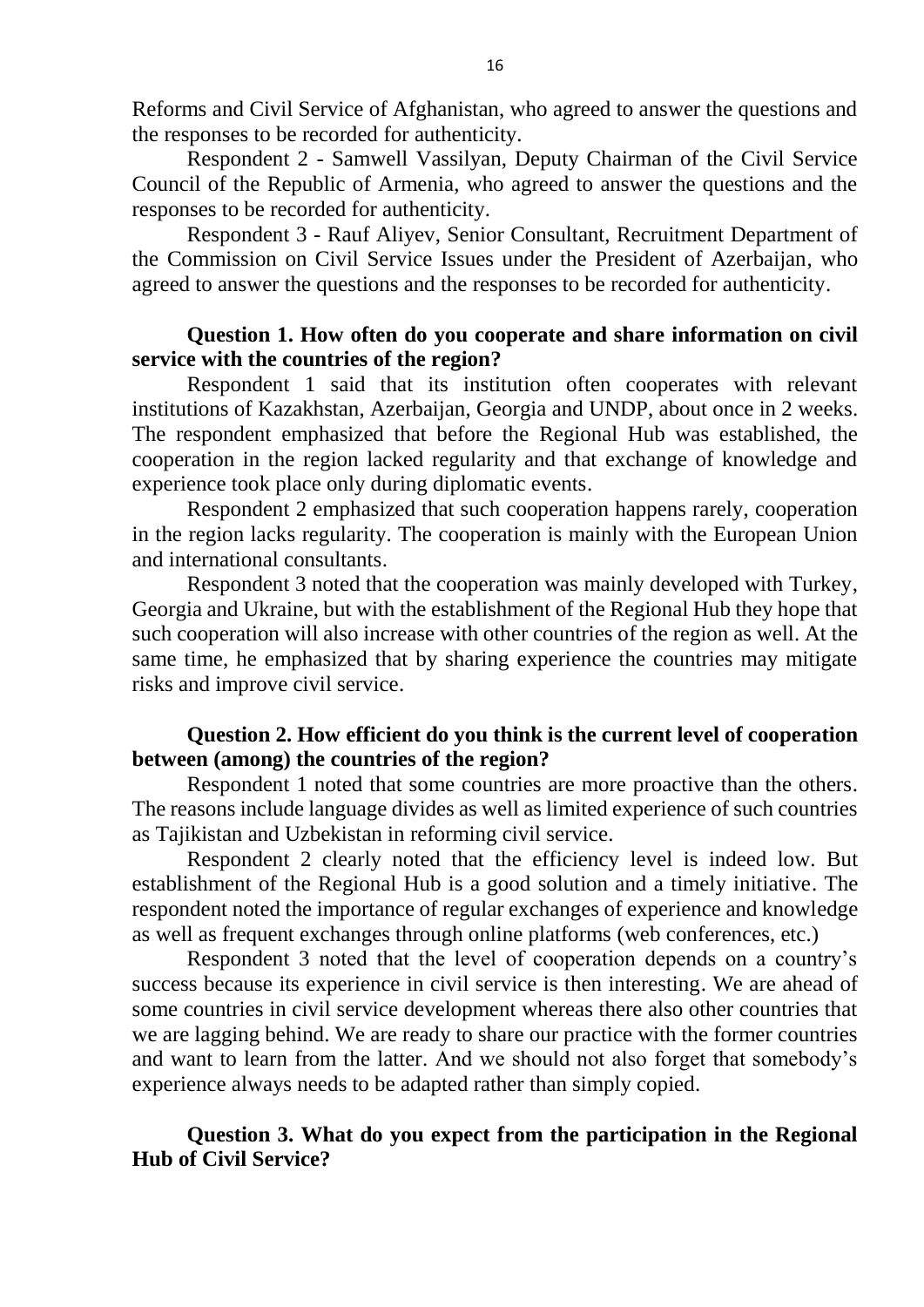Reforms and Civil Service of Afghanistan, who agreed to answer the questions and the responses to be recorded for authenticity.

Respondent 2 - Samwell Vassilyan, Deputy Chairman of the Civil Service Council of the Republic of Armenia, who agreed to answer the questions and the responses to be recorded for authenticity.

Respondent 3 - Rauf Aliyev, Senior Consultant, Recruitment Department of the Commission on Civil Service Issues under the President of Azerbaijan, who agreed to answer the questions and the responses to be recorded for authenticity.

**Question 1. How often do you cooperate and share information on civil service with the countries of the region?**

Respondent 1 said that its institution often cooperates with relevant institutions of Kazakhstan, Azerbaijan, Georgia and UNDP, about once in 2 weeks. The respondent emphasized that before the Regional Hub was established, the cooperation in the region lacked regularity and that exchange of knowledge and experience took place only during diplomatic events.

Respondent 2 emphasized that such cooperation happens rarely, cooperation in the region lacks regularity. The cooperation is mainly with the European Union and international consultants.

Respondent 3 noted that the cooperation was mainly developed with Turkey, Georgia and Ukraine, but with the establishment of the Regional Hub they hope that such cooperation will also increase with other countries of the region as well. At the same time, he emphasized that by sharing experience the countries may mitigate risks and improve civil service.

**Question 2. How efficient do you think is the current level of cooperation between (among) the countries of the region?**

Respondent 1 noted that some countries are more proactive than the others. The reasons include language divides as well as limited experience of such countries as Tajikistan and Uzbekistan in reforming civil service.

Respondent 2 clearly noted that the efficiency level is indeed low. But establishment of the Regional Hub is a good solution and a timely initiative. The respondent noted the importance of regular exchanges of experience and knowledge as well as frequent exchanges through online platforms (web conferences, etc.)

Respondent 3 noted that the level of cooperation depends on a country's success because its experience in civil service is then interesting. We are ahead of some countries in civil service development whereas there also other countries that we are lagging behind. We are ready to share our practice with the former countries and want to learn from the latter. And we should not also forget that somebody's experience always needs to be adapted rather than simply copied.

**Question 3. What do you expect from the participation in the Regional Hub of Civil Service?**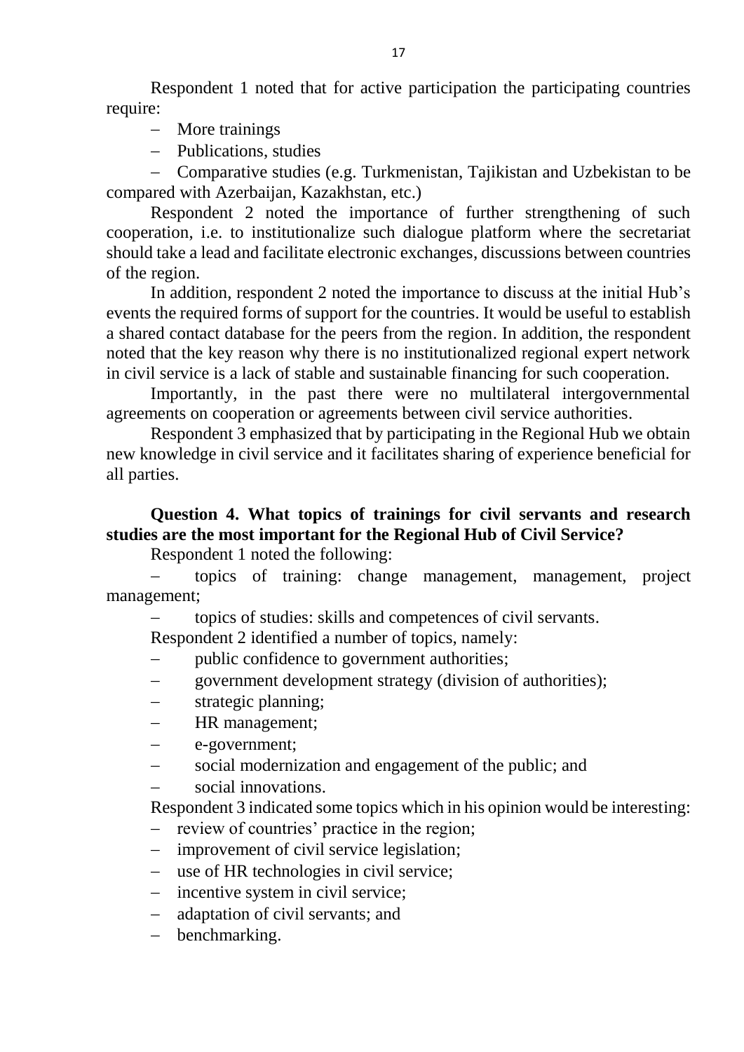Respondent 1 noted that for active participation the participating countries require:

- More trainings
- Publications, studies
- Comparative studies (e.g. Turkmenistan, Tajikistan and Uzbekistan to be compared with Azerbaijan, Kazakhstan, etc.)

Respondent 2 noted the importance of further strengthening of such cooperation, i.e. to institutionalize such dialogue platform where the secretariat should take a lead and facilitate electronic exchanges, discussions between countries of the region.

In addition, respondent 2 noted the importance to discuss at the initial Hub's events the required forms of support for the countries. It would be useful to establish a shared contact database for the peers from the region. In addition, the respondent noted that the key reason why there is no institutionalized regional expert network in civil service is a lack of stable and sustainable financing for such cooperation.

Importantly, in the past there were no multilateral intergovernmental agreements on cooperation or agreements between civil service authorities.

Respondent 3 emphasized that by participating in the Regional Hub we obtain new knowledge in civil service and it facilitates sharing of experience beneficial for all parties.

**Question 4. What topics of trainings for civil servants and research studies are the most important for the Regional Hub of Civil Service?**

Respondent 1 noted the following:

- topics of training: change management, management, project management;
- topics of studies: skills and competences of civil servants.

Respondent 2 identified a number of topics, namely:

- public confidence to government authorities;
- government development strategy (division of authorities);
- strategic planning;
- HR management;
- e-government;
- social modernization and engagement of the public; and
- social innovations.

Respondent 3 indicated some topics which in his opinion would be interesting:

- review of countries' practice in the region;
- improvement of civil service legislation;
- use of HR technologies in civil service;
- incentive system in civil service;
- adaptation of civil servants; and
- benchmarking.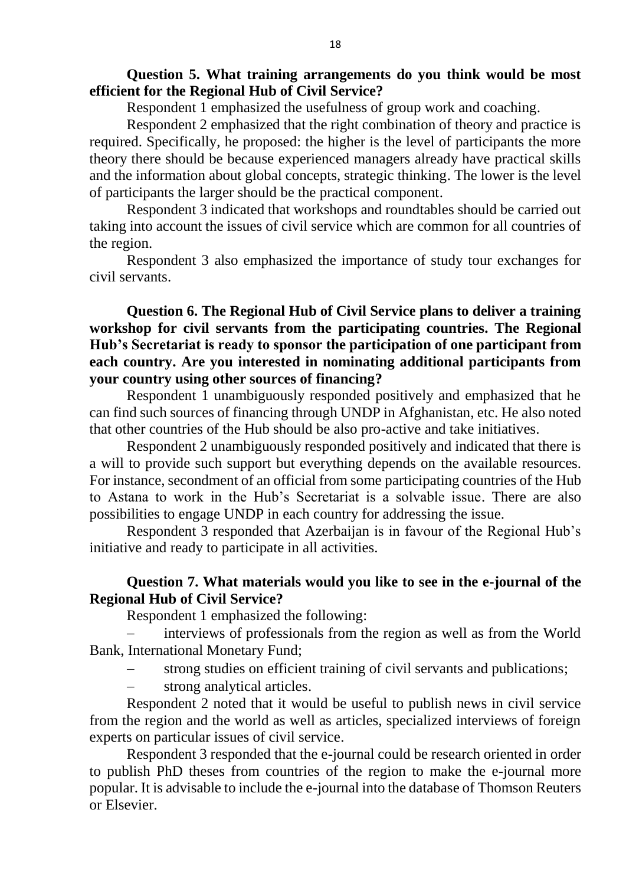**Question 5. What training arrangements do you think would be most efficient for the Regional Hub of Civil Service?**

Respondent 1 emphasized the usefulness of group work and coaching.

Respondent 2 emphasized that the right combination of theory and practice is required. Specifically, he proposed: the higher is the level of participants the more theory there should be because experienced managers already have practical skills and the information about global concepts, strategic thinking. The lower is the level of participants the larger should be the practical component.

Respondent 3 indicated that workshops and roundtables should be carried out taking into account the issues of civil service which are common for all countries of the region.

Respondent 3 also emphasized the importance of study tour exchanges for civil servants.

**Question 6. The Regional Hub of Civil Service plans to deliver a training workshop for civil servants from the participating countries. The Regional Hub's Secretariat is ready to sponsor the participation of one participant from each country. Are you interested in nominating additional participants from your country using other sources of financing?**

Respondent 1 unambiguously responded positively and emphasized that he can find such sources of financing through UNDP in Afghanistan, etc. He also noted that other countries of the Hub should be also pro-active and take initiatives.

Respondent 2 unambiguously responded positively and indicated that there is a will to provide such support but everything depends on the available resources. For instance, secondment of an official from some participating countries of the Hub to Astana to work in the Hub's Secretariat is a solvable issue. There are also possibilities to engage UNDP in each country for addressing the issue.

Respondent 3 responded that Azerbaijan is in favour of the Regional Hub's initiative and ready to participate in all activities.

**Question 7. What materials would you like to see in the e-journal of the Regional Hub of Civil Service?**

Respondent 1 emphasized the following:

- interviews of professionals from the region as well as from the World Bank, International Monetary Fund;
- strong studies on efficient training of civil servants and publications;
- strong analytical articles.

Respondent 2 noted that it would be useful to publish news in civil service from the region and the world as well as articles, specialized interviews of foreign experts on particular issues of civil service.

Respondent 3 responded that the e-journal could be research oriented in order to publish PhD theses from countries of the region to make the e-journal more popular. It is advisable to include the e-journal into the database of Thomson Reuters or Elsevier.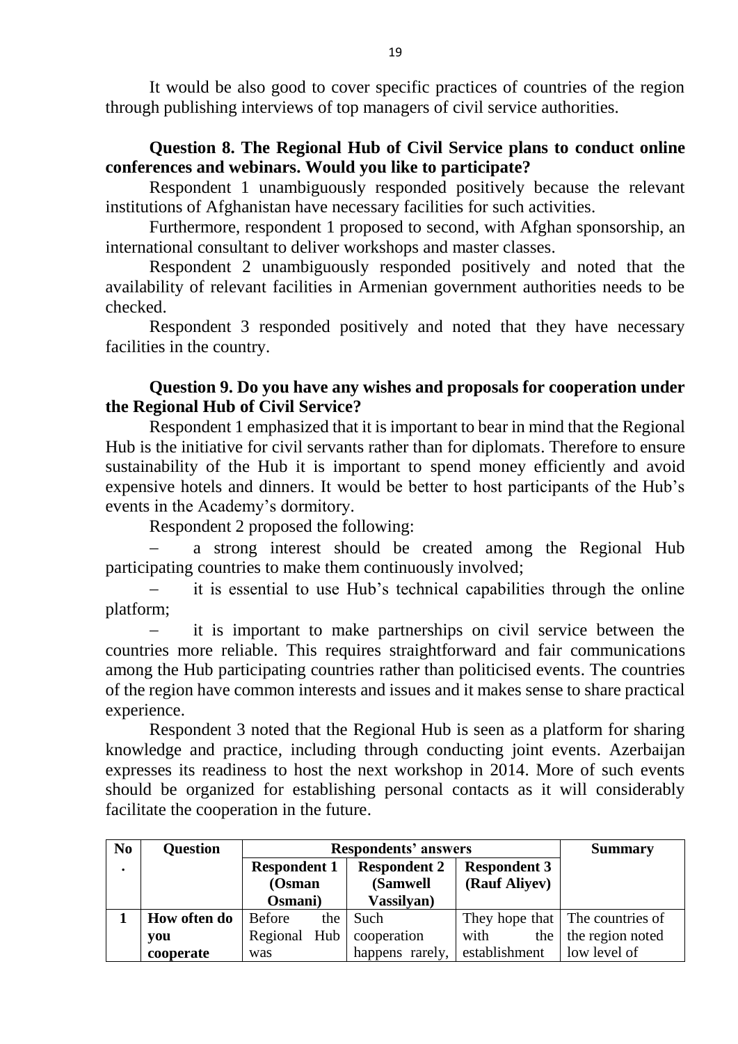It would be also good to cover specific practices of countries of the region through publishing interviews of top managers of civil service authorities.

**Question 8. The Regional Hub of Civil Service plans to conduct online conferences and webinars. Would you like to participate?**

Respondent 1 unambiguously responded positively because the relevant institutions of Afghanistan have necessary facilities for such activities.

Furthermore, respondent 1 proposed to second, with Afghan sponsorship, an international consultant to deliver workshops and master classes.

Respondent 2 unambiguously responded positively and noted that the availability of relevant facilities in Armenian government authorities needs to be checked.

Respondent 3 responded positively and noted that they have necessary facilities in the country.

**Question 9. Do you have any wishes and proposals for cooperation under the Regional Hub of Civil Service?**

Respondent 1 emphasized that it is important to bear in mind that the Regional Hub is the initiative for civil servants rather than for diplomats. Therefore to ensure sustainability of the Hub it is important to spend money efficiently and avoid expensive hotels and dinners. It would be better to host participants of the Hub's events in the Academy's dormitory.

Respondent 2 proposed the following:

- a strong interest should be created among the Regional Hub participating countries to make them continuously involved;
- it is essential to use Hub's technical capabilities through the online platform;
- it is important to make partnerships on civil service between the countries more reliable. This requires straightforward and fair communications among the Hub participating countries rather than politicised events. The countries of the region have common interests and issues and it makes sense to share practical experience.

Respondent 3 noted that the Regional Hub is seen as a platform for sharing knowledge and practice, including through conducting joint events. Azerbaijan expresses its readiness to host the next workshop in 2014. More of such events should be organized for establishing personal contacts as it will considerably facilitate the cooperation in the future.

| No. | Question | Respondents' answers | | | Summary |
|---|---|---|---|---|---|
| | | **Respondent 1 (Osman Osmani)** | **Respondent 2 (Samwell Vassilyan)** | **Respondent 3 (Rauf Aliyev)** | |
| **1** | **How often do you cooperate** | Before the Regional Hub was | Such cooperation happens rarely, | They hope that with the establishment | The countries of the region noted low level of |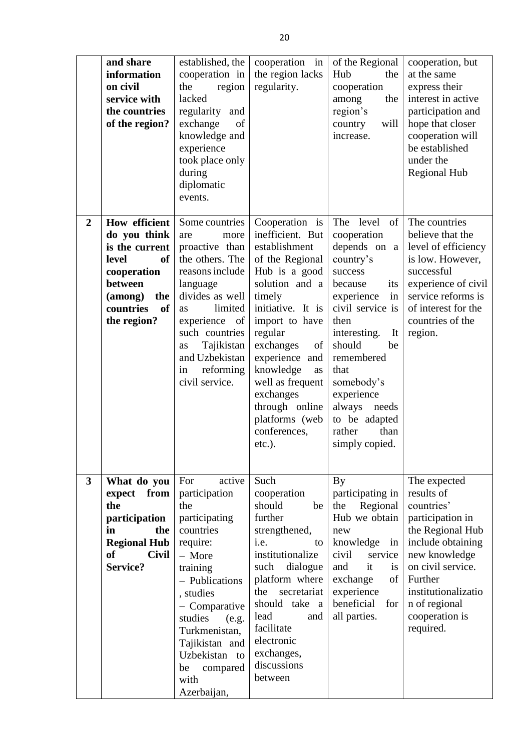| | | | | | |
|---|---|---|---|---|---|
| | **and share information on civil service with the countries of the region?** | established, the cooperation in the region lacked regularity and exchange of knowledge and experience took place only during diplomatic events. | cooperation in the region lacks regularity. | of the Regional Hub the cooperation among the region's country will increase. | cooperation, but at the same express their interest in active participation and hope that closer cooperation will be established under the Regional Hub |
| **2** | **How efficient do you think is the current level of cooperation between (among) the countries of the region?** | Some countries are more proactive than the others. The reasons include language divides as well as limited experience of such countries as Tajikistan and Uzbekistan in reforming civil service. | Cooperation is inefficient. But establishment of the Regional Hub is a good solution and a timely initiative. It is import to have regular exchanges of experience and knowledge as well as frequent exchanges through online platforms (web conferences, etc.). | The level of cooperation depends on a country's success because its experience in civil service is then interesting. It should be remembered that somebody's experience always needs to be adapted rather than simply copied. | The countries believe that the level of efficiency is low. However, successful experience of civil service reforms is of interest for the countries of the region. |
| **3** | **What do you expect from the participation in the Regional Hub of Civil Service?** | For active participation the participating countries require:<br>– More training<br>– Publications, studies<br>– Comparative studies (e.g. Turkmenistan, Tajikistan and Uzbekistan to be compared with Azerbaijan, | Such cooperation should be further strengthened, i.e. to institutionalize such dialogue platform where the secretariat should take a lead and facilitate electronic exchanges, discussions between | By participating in the Regional Hub we obtain new knowledge in civil service and it is exchange of experience beneficial for all parties. | The expected results of countries' participation in the Regional Hub include obtaining new knowledge on civil service. Further institutionalization of regional cooperation is required. |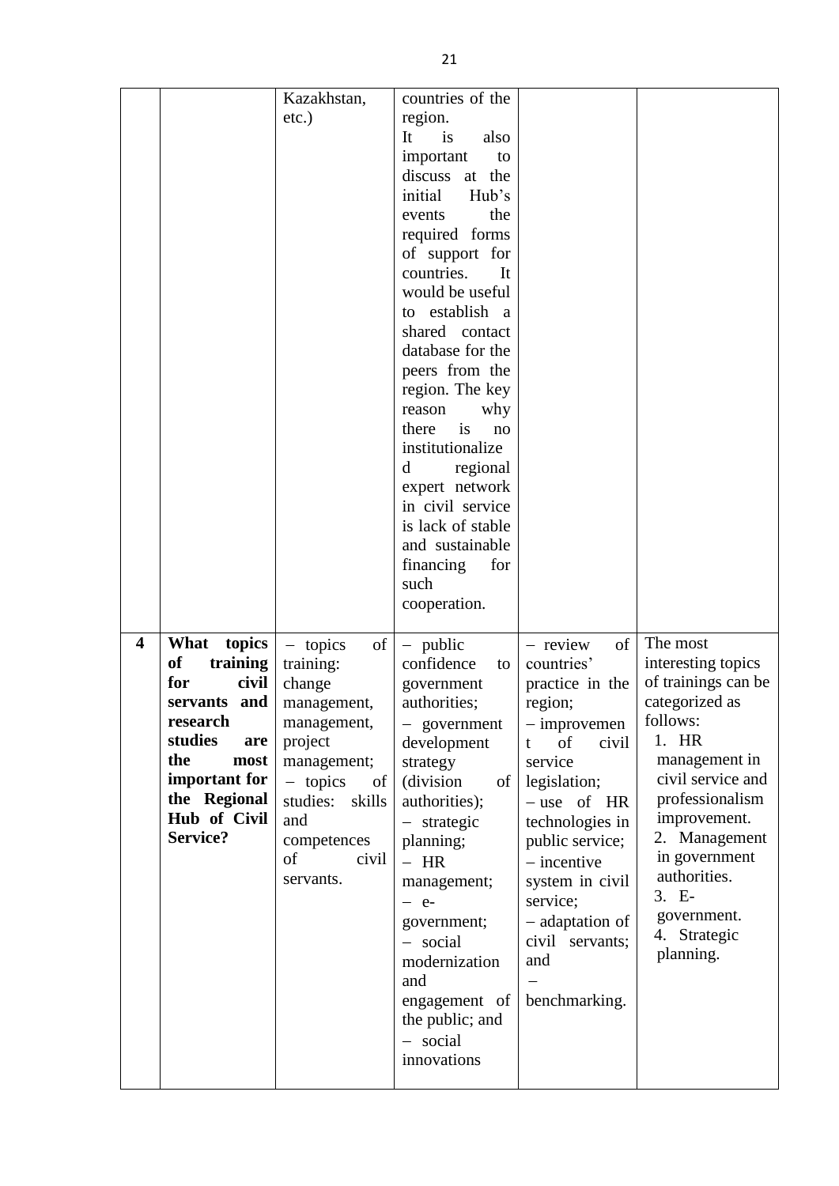| | | | | | |
|---|---|---|---|---|---|
| | | Kazakhstan, etc.) | countries of the region. It is also important to discuss at the initial Hub's events the required forms of support for countries. It would be useful to establish a shared contact database for the peers from the region. The key reason why there is no institutionalized regional expert network in civil service is lack of stable and sustainable financing for such cooperation. | | |
| **4** | **What topics of training for civil servants and research studies are the most important for the Regional Hub of Civil Service?** | – topics of training: change management, management, project management; – topics of studies: skills and competences of civil servants. | – public confidence to government authorities; – government development strategy (division of authorities); – strategic planning; – HR management; – e-government; – social modernization and engagement of the public; and – social innovations | – review of countries' practice in the region; – improvement of civil service legislation; – use of HR technologies in public service; – incentive system in civil service; – adaptation of civil servants; and – benchmarking. | The most interesting topics of trainings can be categorized as follows: 1. HR management in civil service and professionalism improvement. 2. Management in government authorities. 3. E-government. 4. Strategic planning. |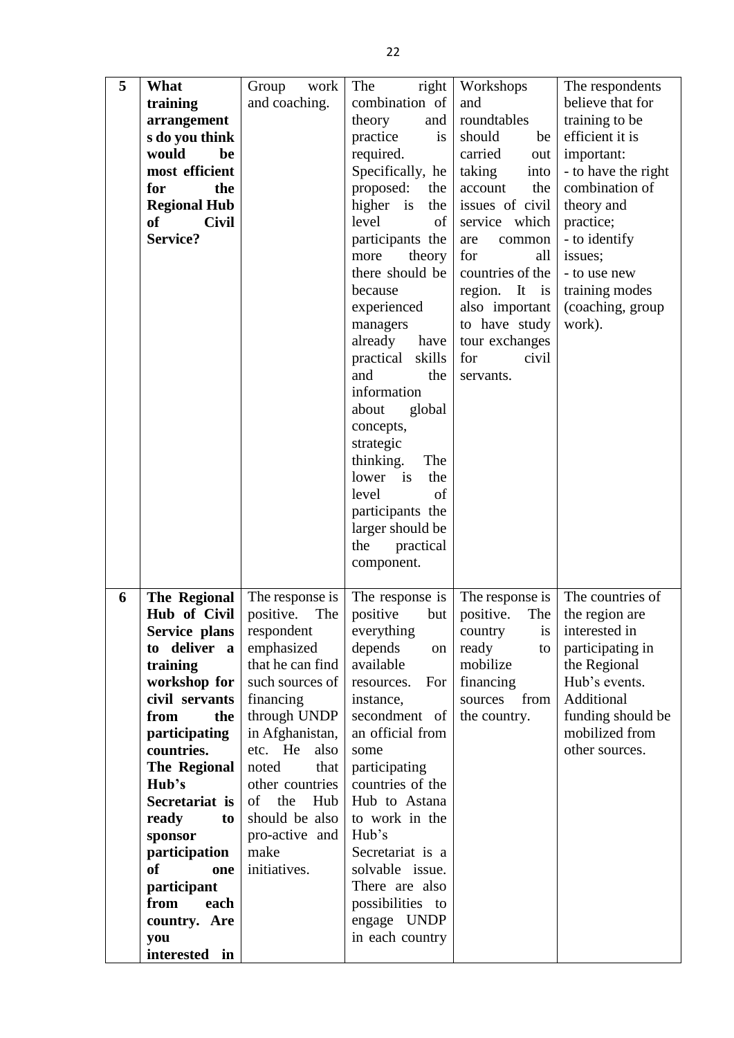| 5 | **What training arrangements do you think would be most efficient for the Regional Hub of Civil Service?** | Group work and coaching. | The right combination of theory and practice is required. Specifically, he proposed: the higher is the level of participants the more theory there should be because experienced managers already have practical skills and the information about global concepts, strategic thinking. The lower is the level of participants the larger should be the practical component. | Workshops and roundtables should be carried out taking into account the issues of civil service which are common for all countries of the region. It is also important to have study tour exchanges for civil servants. | The respondents believe that for training to be efficient it is important:<br>- to have the right combination of theory and practice;<br>- to identify issues;<br>- to use new training modes (coaching, group work). |
|---|---|---|---|---|---|
| 6 | **The Regional Hub of Civil Service plans to deliver a training workshop for civil servants from the participating countries. The Regional Hub's Secretariat is ready to sponsor participation of one participant from each country. Are you interested in** | The response is positive. The respondent emphasized that he can find such sources of financing through UNDP in Afghanistan, etc. He also noted that other countries of the Hub should be also pro-active and make initiatives. | The response is positive but everything depends on available resources. For instance, secondment of an official from some participating countries of the Hub to Astana to work in the Hub's Secretariat is a solvable issue. There are also possibilities to engage UNDP in each country | The response is positive. The country is ready to mobilize financing sources from the country. | The countries of the region are interested in participating in the Regional Hub's events. Additional funding should be mobilized from other sources. |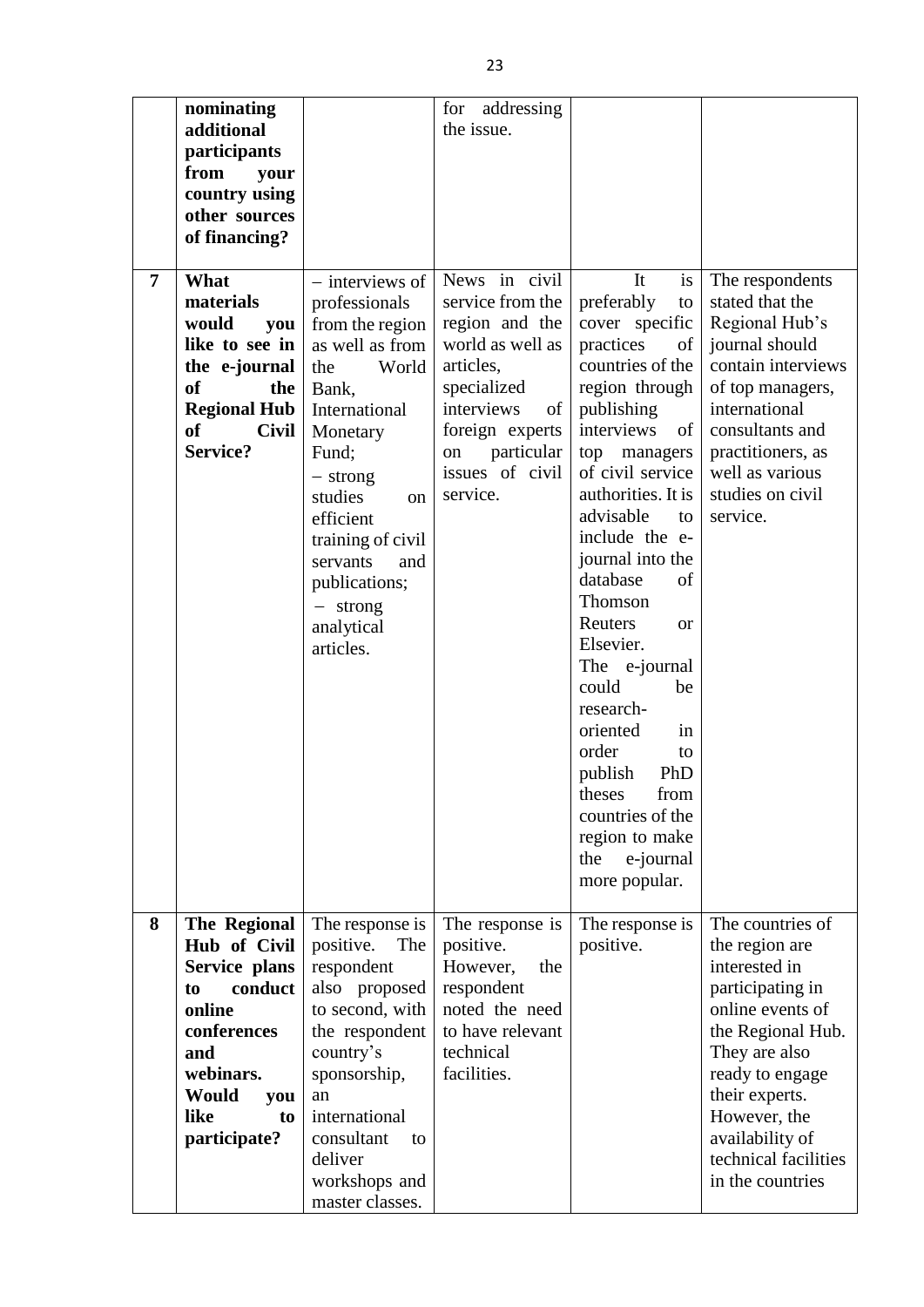| | | | | | |
|---|---|---|---|---|---|
| | **nominating additional participants from your country using other sources of financing?** | | for addressing the issue. | | |
| **7** | **What materials would you like to see in the e-journal of the Regional Hub of Civil Service?** | – interviews of professionals from the region as well as from the World Bank, International Monetary Fund;<br>– strong studies on efficient training of civil servants and publications;<br>– strong analytical articles. | News in civil service from the region and the world as well as articles, specialized interviews of foreign experts on particular issues of civil service. | It is preferably to cover specific practices of countries of the region through publishing interviews of top managers of civil service authorities. It is advisable to include the e-journal into the database of Thomson Reuters or Elsevier.<br>The e-journal could be research-oriented in order to publish PhD theses from countries of the region to make the e-journal more popular. | The respondents stated that the Regional Hub's journal should contain interviews of top managers, international consultants and practitioners, as well as various studies on civil service. |
| **8** | **The Regional Hub of Civil Service plans to conduct online conferences and webinars. Would you like to participate?** | The response is positive. The respondent also proposed to second, with the respondent country's sponsorship, an international consultant to deliver workshops and master classes. | The response is positive. However, the respondent noted the need to have relevant technical facilities. | The response is positive. | The countries of the region are interested in participating in online events of the Regional Hub. They are also ready to engage their experts. However, the availability of technical facilities in the countries |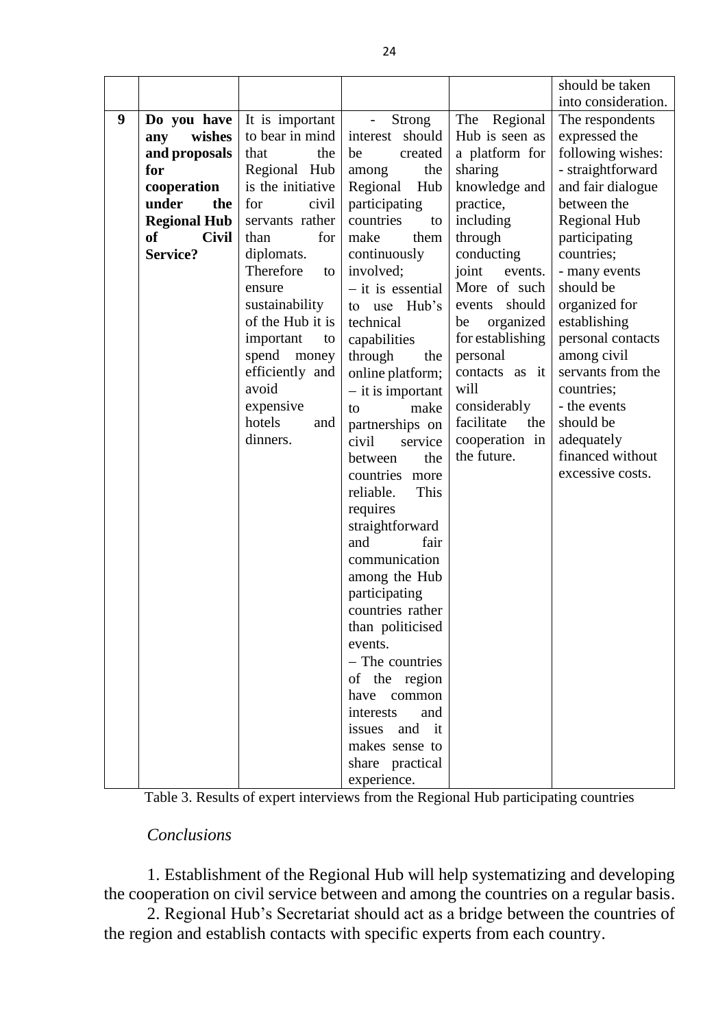| | | | | | |
|---|---|---|---|---|---|
| | | | | | should be taken into consideration. |
| **9** | **Do you have any wishes and proposals for cooperation under the Regional Hub of Civil Service?** | It is important to bear in mind that the Regional Hub is the initiative for civil servants rather than for diplomats. Therefore to ensure sustainability of the Hub it is important to spend money efficiently and avoid expensive hotels and dinners. | - Strong interest should be created among the Regional Hub participating countries to make them continuously involved; – it is essential to use Hub's technical capabilities through the online platform; – it is important to make partnerships on civil service between the countries more reliable. This requires straightforward and fair communication among the Hub participating countries rather than politicised events. – The countries of the region have common interests and issues and it makes sense to share practical experience. | The Regional Hub is seen as a platform for sharing knowledge and practice, including through conducting joint events. More of such events should be organized for establishing personal contacts as it will considerably facilitate the cooperation in the future. | The respondents expressed the following wishes: - straightforward and fair dialogue between the Regional Hub participating countries; - many events should be organized for establishing personal contacts among civil servants from the countries; - the events should be adequately financed without excessive costs. |

Table 3. Results of expert interviews from the Regional Hub participating countries

*Conclusions*

1. Establishment of the Regional Hub will help systematizing and developing the cooperation on civil service between and among the countries on a regular basis.

2. Regional Hub's Secretariat should act as a bridge between the countries of the region and establish contacts with specific experts from each country.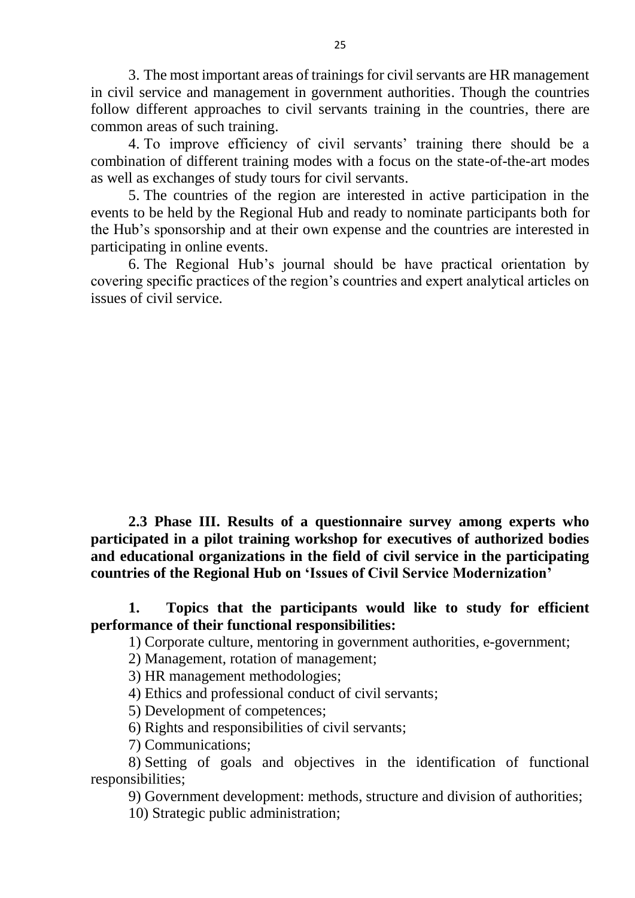3. The most important areas of trainings for civil servants are HR management in civil service and management in government authorities. Though the countries follow different approaches to civil servants training in the countries, there are common areas of such training.

4. To improve efficiency of civil servants' training there should be a combination of different training modes with a focus on the state-of-the-art modes as well as exchanges of study tours for civil servants.

5. The countries of the region are interested in active participation in the events to be held by the Regional Hub and ready to nominate participants both for the Hub's sponsorship and at their own expense and the countries are interested in participating in online events.

6. The Regional Hub's journal should be have practical orientation by covering specific practices of the region's countries and expert analytical articles on issues of civil service.

### 2.3 Phase III. Results of a questionnaire survey among experts who participated in a pilot training workshop for executives of authorized bodies and educational organizations in the field of civil service in the participating countries of the Regional Hub on 'Issues of Civil Service Modernization'

**1. Topics that the participants would like to study for efficient performance of their functional responsibilities:**

1) Corporate culture, mentoring in government authorities, e-government;

2) Management, rotation of management;

3) HR management methodologies;

4) Ethics and professional conduct of civil servants;

5) Development of competences;

6) Rights and responsibilities of civil servants;

7) Communications;

8) Setting of goals and objectives in the identification of functional responsibilities;

9) Government development: methods, structure and division of authorities;

10) Strategic public administration;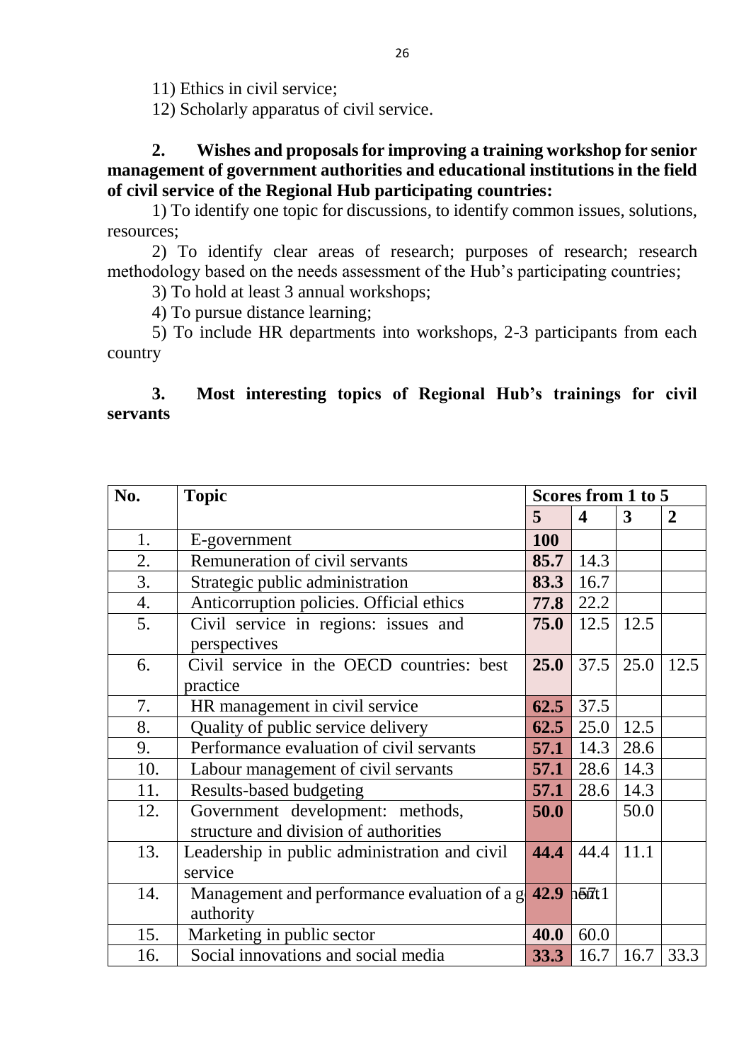11) Ethics in civil service;

12) Scholarly apparatus of civil service.

**2. Wishes and proposals for improving a training workshop for senior management of government authorities and educational institutions in the field of civil service of the Regional Hub participating countries:**

1) To identify one topic for discussions, to identify common issues, solutions, resources;

2) To identify clear areas of research; purposes of research; research methodology based on the needs assessment of the Hub's participating countries;

3) To hold at least 3 annual workshops;

4) To pursue distance learning;

5) To include HR departments into workshops, 2-3 participants from each country

**3. Most interesting topics of Regional Hub's trainings for civil servants**

| No. | Topic | Scores from 1 to 5 | | | |
|---|---|---|---|---|---|
| | | **5** | **4** | **3** | **2** |
| 1. | E-government | **100** | | | |
| 2. | Remuneration of civil servants | **85.7** | 14.3 | | |
| 3. | Strategic public administration | **83.3** | 16.7 | | |
| 4. | Anticorruption policies. Official ethics | **77.8** | 22.2 | | |
| 5. | Civil service in regions: issues and perspectives | **75.0** | 12.5 | 12.5 | |
| 6. | Civil service in the OECD countries: best practice | **25.0** | 37.5 | 25.0 | 12.5 |
| 7. | HR management in civil service | **62.5** | 37.5 | | |
| 8. | Quality of public service delivery | **62.5** | 25.0 | 12.5 | |
| 9. | Performance evaluation of civil servants | **57.1** | 14.3 | 28.6 | |
| 10. | Labour management of civil servants | **57.1** | 28.6 | 14.3 | |
| 11. | Results-based budgeting | **57.1** | 28.6 | 14.3 | |
| 12. | Government development: methods, structure and division of authorities | **50.0** | | 50.0 | |
| 13. | Leadership in public administration and civil service | **44.4** | 44.4 | 11.1 | |
| 14. | Management and performance evaluation of a government authority | **42.9** | 57.1 | | |
| 15. | Marketing in public sector | **40.0** | 60.0 | | |
| 16. | Social innovations and social media | **33.3** | 16.7 | 16.7 | 33.3 |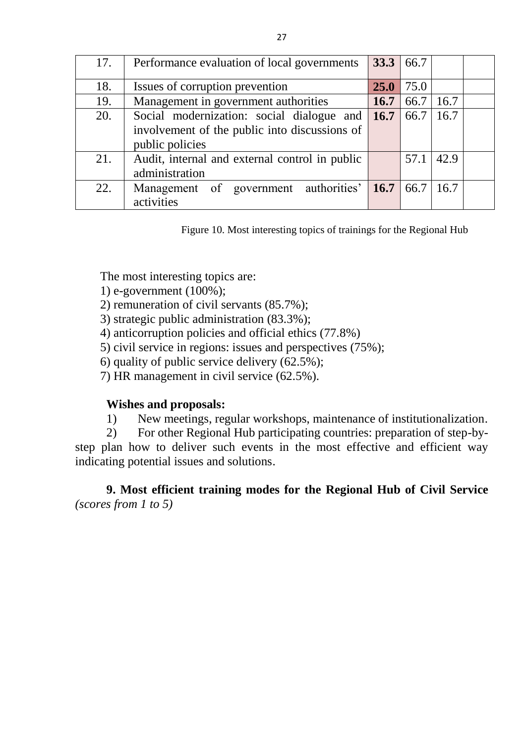| 17. | Performance evaluation of local governments | **33.3** | 66.7 | | |
|---|---|---|---|---|---|
| 18. | Issues of corruption prevention | **25.0** | 75.0 | | |
| 19. | Management in government authorities | **16.7** | 66.7 | 16.7 | |
| 20. | Social modernization: social dialogue and involvement of the public into discussions of public policies | **16.7** | 66.7 | 16.7 | |
| 21. | Audit, internal and external control in public administration | | 57.1 | 42.9 | |
| 22. | Management of government authorities' activities | **16.7** | 66.7 | 16.7 | |

Figure 10. Most interesting topics of trainings for the Regional Hub

The most interesting topics are:

1) e-government (100%);
2) remuneration of civil servants (85.7%);
3) strategic public administration (83.3%);
4) anticorruption policies and official ethics (77.8%)
5) civil service in regions: issues and perspectives (75%);
6) quality of public service delivery (62.5%);
7) HR management in civil service (62.5%).

**Wishes and proposals:**

1) New meetings, regular workshops, maintenance of institutionalization.
2) For other Regional Hub participating countries: preparation of step-by-step plan how to deliver such events in the most effective and efficient way indicating potential issues and solutions.

**9. Most efficient training modes for the Regional Hub of Civil Service** *(scores from 1 to 5)*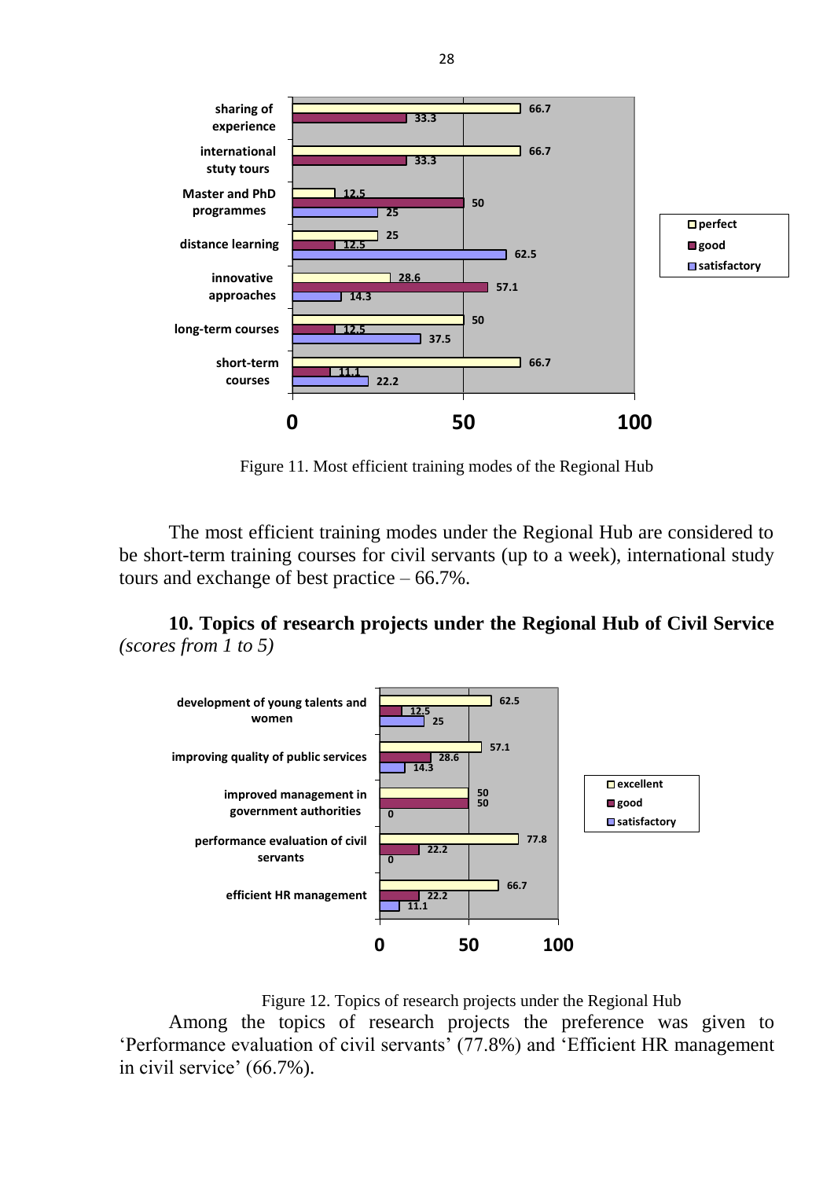| | perfect | good | satisfactory |
|---|---|---|---|
| sharing of experience | 66.7 | 33.3 | |
| international stuty tours | 66.7 | 33.3 | |
| Master and PhD programmes | 12.5 | 50 | 25 |
| distance learning | 25 | 12.5 | 62.5 |
| innovative approaches | 28.6 | 57.1 | 14.3 |
| long-term courses | 50 | 12.5 | 37.5 |
| short-term courses | 66.7 | 11.1 | 22.2 |

Figure 11. Most efficient training modes of the Regional Hub

The most efficient training modes under the Regional Hub are considered to be short-term training courses for civil servants (up to a week), international study tours and exchange of best practice – 66.7%.

**10. Topics of research projects under the Regional Hub of Civil Service** *(scores from 1 to 5)*

| | excellent | good | satisfactory |
|---|---|---|---|
| development of young talents and women | 62.5 | 12.5 | 25 |
| improving quality of public services | 57.1 | 28.6 | 14.3 |
| improved management in government authorities | 50 | 50 | 0 |
| performance evaluation of civil servants | 77.8 | 22.2 | 0 |
| efficient HR management | 66.7 | 22.2 | 11.1 |

Figure 12. Topics of research projects under the Regional Hub

Among the topics of research projects the preference was given to 'Performance evaluation of civil servants' (77.8%) and 'Efficient HR management in civil service' (66.7%).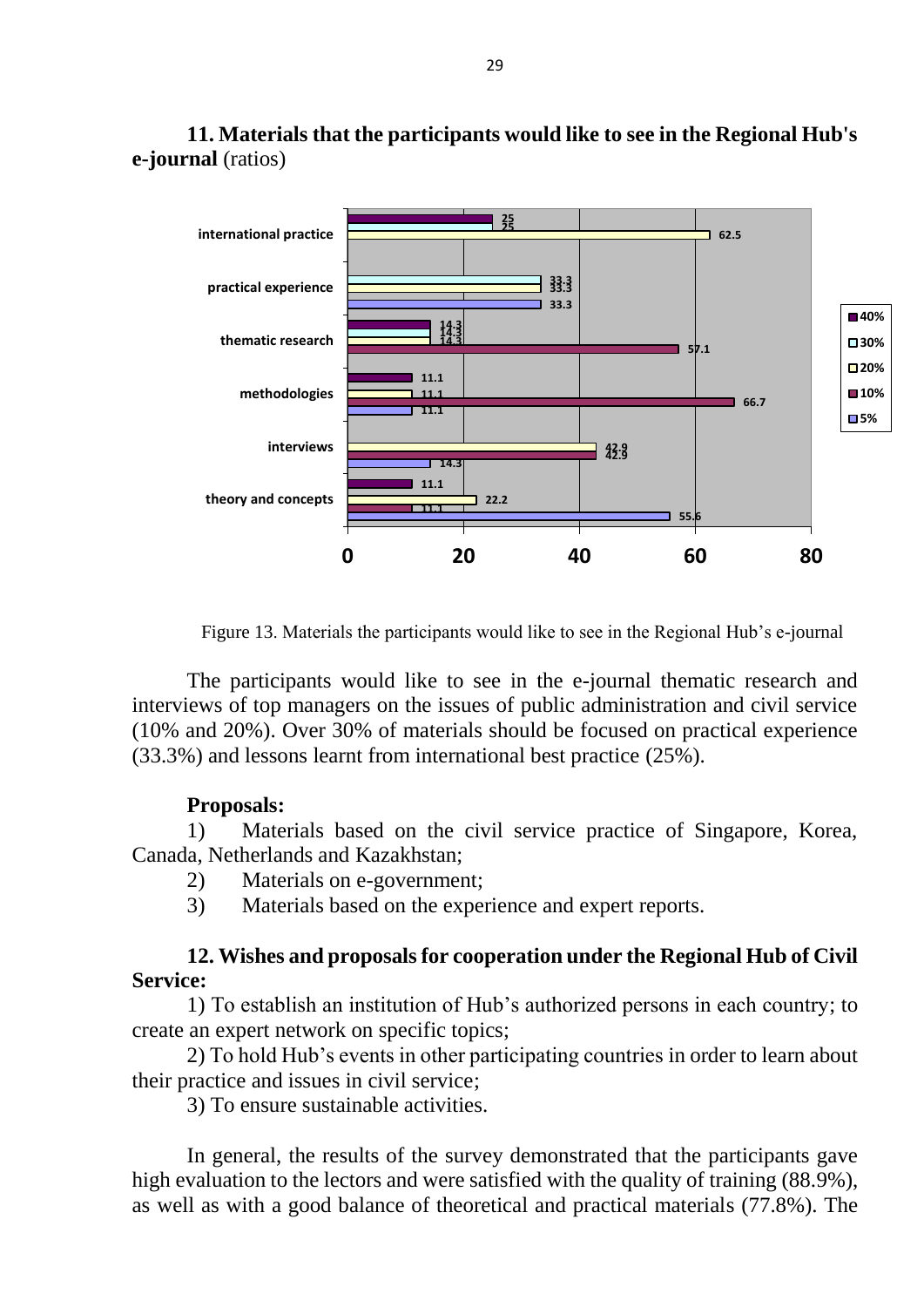**11. Materials that the participants would like to see in the Regional Hub's e-journal** (ratios)

Figure 13. Materials the participants would like to see in the Regional Hub's e-journal

The participants would like to see in the e-journal thematic research and interviews of top managers on the issues of public administration and civil service (10% and 20%). Over 30% of materials should be focused on practical experience (33.3%) and lessons learnt from international best practice (25%).

**Proposals:**

1) Materials based on the civil service practice of Singapore, Korea, Canada, Netherlands and Kazakhstan;
2) Materials on e-government;
3) Materials based on the experience and expert reports.

**12. Wishes and proposals for cooperation under the Regional Hub of Civil Service:**

1) To establish an institution of Hub's authorized persons in each country; to create an expert network on specific topics;

2) To hold Hub's events in other participating countries in order to learn about their practice and issues in civil service;

3) To ensure sustainable activities.

In general, the results of the survey demonstrated that the participants gave high evaluation to the lectors and were satisfied with the quality of training (88.9%), as well as with a good balance of theoretical and practical materials (77.8%). The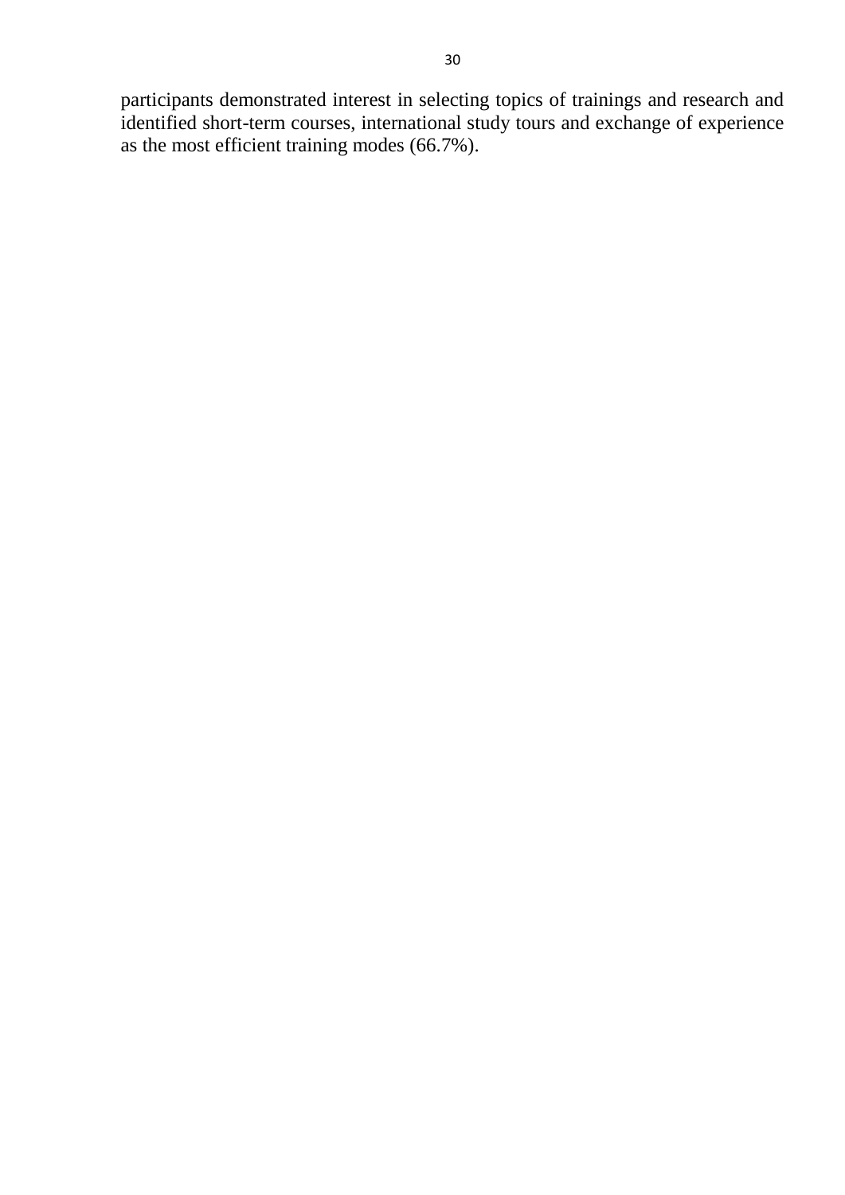participants demonstrated interest in selecting topics of trainings and research and identified short-term courses, international study tours and exchange of experience as the most efficient training modes (66.7%).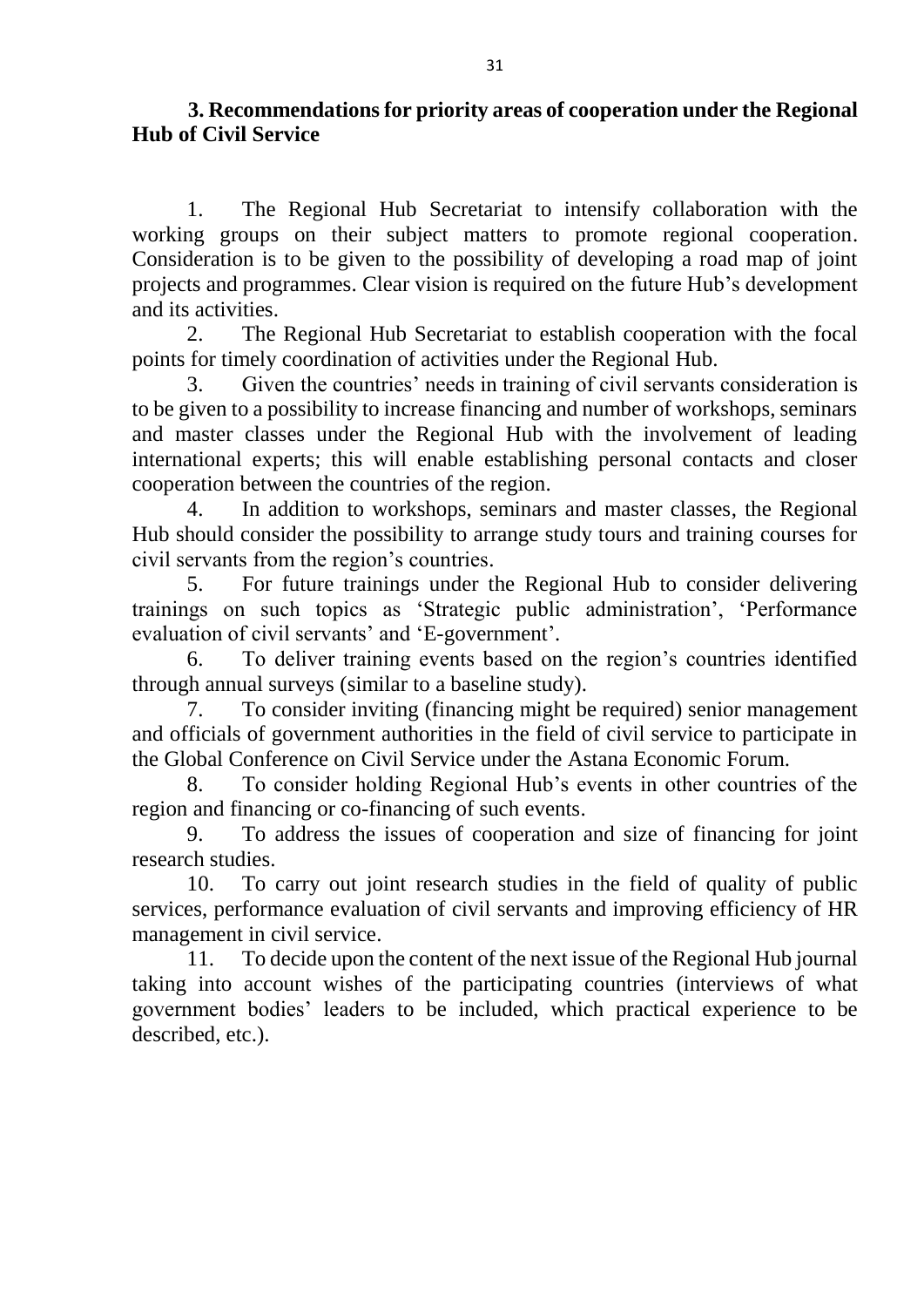## 3. Recommendations for priority areas of cooperation under the Regional Hub of Civil Service

1. The Regional Hub Secretariat to intensify collaboration with the working groups on their subject matters to promote regional cooperation. Consideration is to be given to the possibility of developing a road map of joint projects and programmes. Clear vision is required on the future Hub's development and its activities.
2. The Regional Hub Secretariat to establish cooperation with the focal points for timely coordination of activities under the Regional Hub.
3. Given the countries' needs in training of civil servants consideration is to be given to a possibility to increase financing and number of workshops, seminars and master classes under the Regional Hub with the involvement of leading international experts; this will enable establishing personal contacts and closer cooperation between the countries of the region.
4. In addition to workshops, seminars and master classes, the Regional Hub should consider the possibility to arrange study tours and training courses for civil servants from the region's countries.
5. For future trainings under the Regional Hub to consider delivering trainings on such topics as 'Strategic public administration', 'Performance evaluation of civil servants' and 'E-government'.
6. To deliver training events based on the region's countries identified through annual surveys (similar to a baseline study).
7. To consider inviting (financing might be required) senior management and officials of government authorities in the field of civil service to participate in the Global Conference on Civil Service under the Astana Economic Forum.
8. To consider holding Regional Hub's events in other countries of the region and financing or co-financing of such events.
9. To address the issues of cooperation and size of financing for joint research studies.
10. To carry out joint research studies in the field of quality of public services, performance evaluation of civil servants and improving efficiency of HR management in civil service.
11. To decide upon the content of the next issue of the Regional Hub journal taking into account wishes of the participating countries (interviews of what government bodies' leaders to be included, which practical experience to be described, etc.).